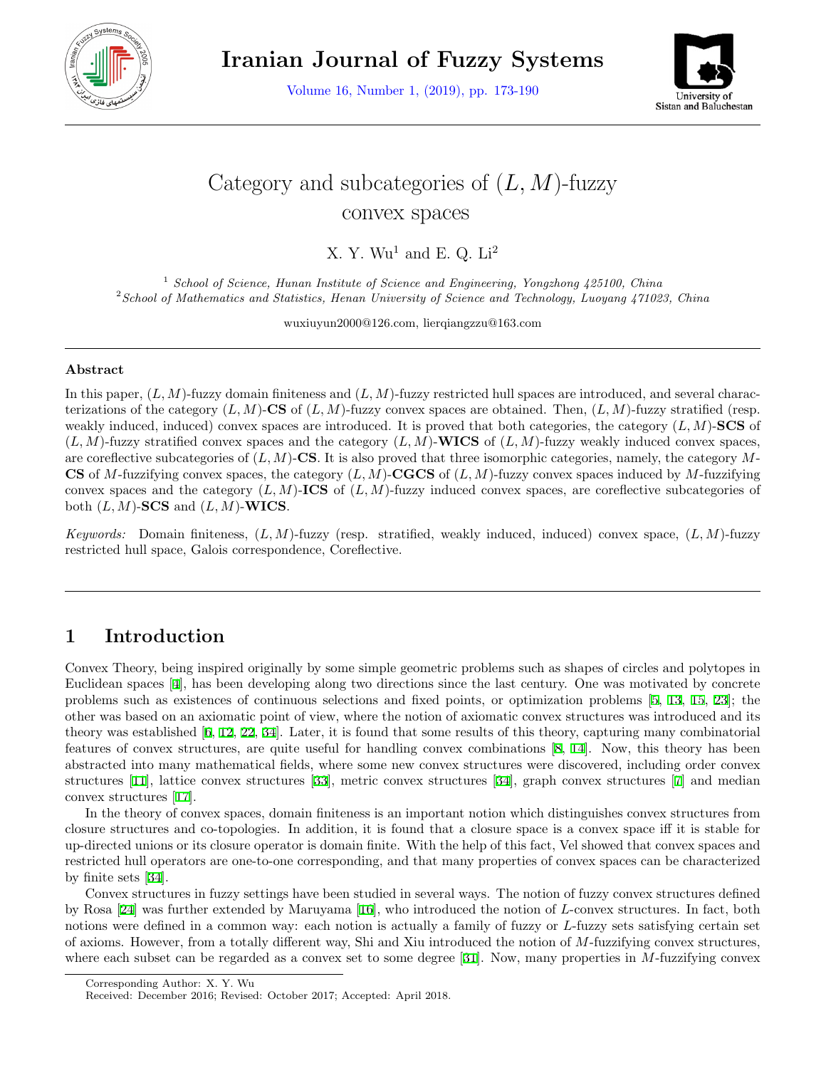# Category and subcategories of $(L, M)$-fuzzy convex spaces

X. Y. Wu[1] and E. Q. Li[2]

[1] *School of Science, Hunan Institute of Science and Engineering, Yongzhong 425100, China*
[2] *School of Mathematics and Statistics, Henan University of Science and Technology, Luoyang 471023, China*

wuxiuyun2000@126.com, lierqiangzzu@163.com

---

**Abstract**

In this paper, $(L, M)$-fuzzy domain finiteness and $(L, M)$-fuzzy restricted hull spaces are introduced, and several characterizations of the category $(L, M)$-**CS** of $(L, M)$-fuzzy convex spaces are obtained. Then, $(L, M)$-fuzzy stratified (resp. weakly induced, induced) convex spaces are introduced. It is proved that both categories, the category $(L, M)$-**SCS** of $(L, M)$-fuzzy stratified convex spaces and the category $(L, M)$-**WICS** of $(L, M)$-fuzzy weakly induced convex spaces, are coreflective subcategories of $(L, M)$-**CS**. It is also proved that three isomorphic categories, namely, the category $M$-**CS** of $M$-fuzzifying convex spaces, the category $(L, M)$-**CGCS** of $(L, M)$-fuzzy convex spaces induced by $M$-fuzzifying convex spaces and the category $(L, M)$-**ICS** of $(L, M)$-fuzzy induced convex spaces, are coreflective subcategories of both $(L, M)$-**SCS** and $(L, M)$-**WICS**.

*Keywords:* Domain finiteness, $(L, M)$-fuzzy (resp. stratified, weakly induced, induced) convex space, $(L, M)$-fuzzy restricted hull space, Galois correspondence, Coreflective.

---

## 1 Introduction

Convex Theory, being inspired originally by some simple geometric problems such as shapes of circles and polytopes in Euclidean spaces [4], has been developing along two directions since the last century. One was motivated by concrete problems such as existences of continuous selections and fixed points, or optimization problems [5, 13, 15, 23]; the other was based on an axiomatic point of view, where the notion of axiomatic convex structures was introduced and its theory was established [6, 12, 22, 34]. Later, it is found that some results of this theory, capturing many combinatorial features of convex structures, are quite useful for handling convex combinations [8, 14]. Now, this theory has been abstracted into many mathematical fields, where some new convex structures were discovered, including order convex structures [11], lattice convex structures [33], metric convex structures [34], graph convex structures [7] and median convex structures [17].

In the theory of convex spaces, domain finiteness is an important notion which distinguishes convex structures from closure structures and co-topologies. In addition, it is found that a closure space is a convex space iff it is stable for up-directed unions or its closure operator is domain finite. With the help of this fact, Vel showed that convex spaces and restricted hull operators are one-to-one corresponding, and that many properties of convex spaces can be characterized by finite sets [34].

Convex structures in fuzzy settings have been studied in several ways. The notion of fuzzy convex structures defined by Rosa [24] was further extended by Maruyama [16], who introduced the notion of $L$-convex structures. In fact, both notions were defined in a common way: each notion is actually a family of fuzzy or $L$-fuzzy sets satisfying certain set of axioms. However, from a totally different way, Shi and Xiu introduced the notion of $M$-fuzzifying convex structures, where each subset can be regarded as a convex set to some degree [31]. Now, many properties in $M$-fuzzifying convex

Corresponding Author: X. Y. Wu
Received: December 2016; Revised: October 2017; Accepted: April 2018.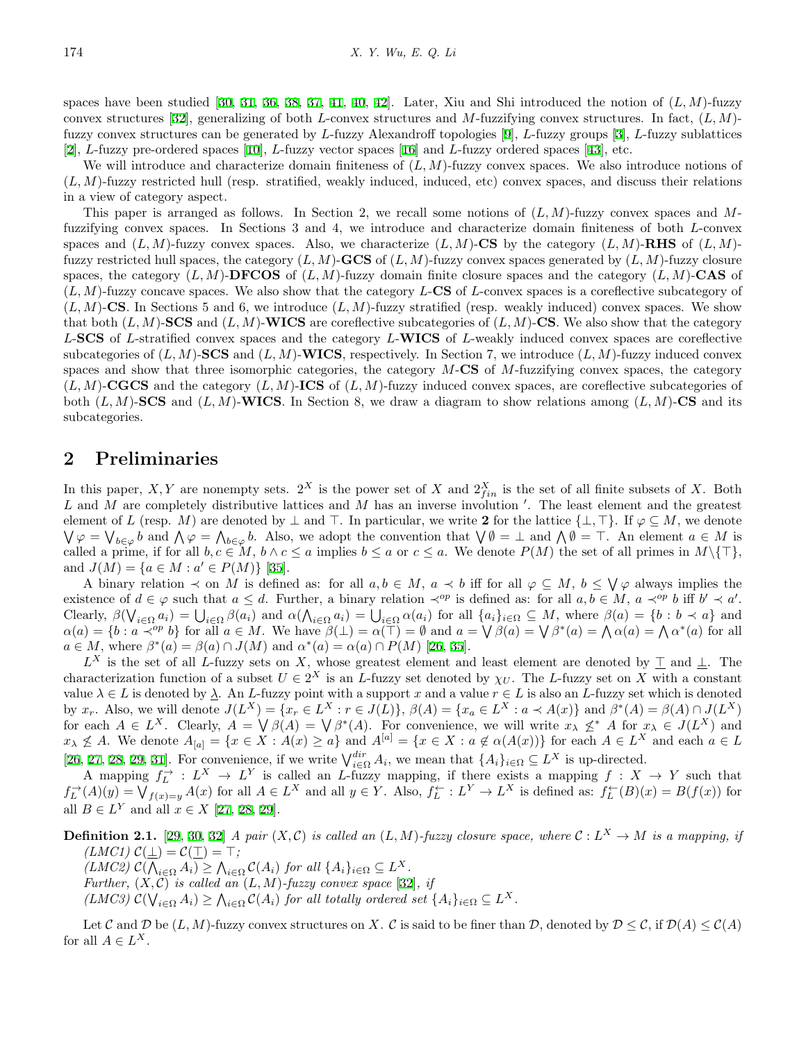spaces have been studied [30, 31, 36, 38, 37, 41, 40, 42]. Later, Xiu and Shi introduced the notion of $(L,M)$-fuzzy convex structures [32], generalizing of both $L$-convex structures and $M$-fuzzifying convex structures. In fact, $(L,M)$-fuzzy convex structures can be generated by $L$-fuzzy Alexandroff topologies [9], $L$-fuzzy groups [3], $L$-fuzzy sublattices [2], $L$-fuzzy pre-ordered spaces [10], $L$-fuzzy vector spaces [16] and $L$-fuzzy ordered spaces [43], etc.

We will introduce and characterize domain finiteness of $(L,M)$-fuzzy convex spaces. We also introduce notions of $(L,M)$-fuzzy restricted hull (resp. stratified, weakly induced, induced, etc) convex spaces, and discuss their relations in a view of category aspect.

This paper is arranged as follows. In Section 2, we recall some notions of $(L,M)$-fuzzy convex spaces and $M$-fuzzifying convex spaces. In Sections 3 and 4, we introduce and characterize domain finiteness of both $L$-convex spaces and $(L,M)$-fuzzy convex spaces. Also, we characterize $(L,M)$-**CS** by the category $(L,M)$-**RHS** of $(L,M)$-fuzzy restricted hull spaces, the category $(L,M)$-**GCS** of $(L,M)$-fuzzy convex spaces generated by $(L,M)$-fuzzy closure spaces, the category $(L,M)$-**DFCOS** of $(L,M)$-fuzzy domain finite closure spaces and the category $(L,M)$-**CAS** of $(L,M)$-fuzzy concave spaces. We also show that the category $L$-**CS** of $L$-convex spaces is a coreflective subcategory of $(L,M)$-**CS**. In Sections 5 and 6, we introduce $(L,M)$-fuzzy stratified (resp. weakly induced) convex spaces. We show that both $(L,M)$-**SCS** and $(L,M)$-**WICS** are coreflective subcategories of $(L,M)$-**CS**. We also show that the category $L$-**SCS** of $L$-stratified convex spaces and the category $L$-**WICS** of $L$-weakly induced convex spaces are coreflective subcategories of $(L,M)$-**SCS** and $(L,M)$-**WICS**, respectively. In Section 7, we introduce $(L,M)$-fuzzy induced convex spaces and show that three isomorphic categories, the category $M$-**CS** of $M$-fuzzifying convex spaces, the category $(L,M)$-**CGCS** and the category $(L,M)$-**ICS** of $(L,M)$-fuzzy induced convex spaces, are coreflective subcategories of both $(L,M)$-**SCS** and $(L,M)$-**WICS**. In Section 8, we draw a diagram to show relations among $(L,M)$-**CS** and its subcategories.

## 2 Preliminaries

In this paper, $X,Y$ are nonempty sets. $2^X$ is the power set of $X$ and $2^X_{fin}$ is the set of all finite subsets of $X$. Both $L$ and $M$ are completely distributive lattices and $M$ has an inverse involution $'$. The least element and the greatest element of $L$ (resp. $M$) are denoted by $\bot$ and $\top$. In particular, we write $\mathbf{2}$ for the lattice $\{\bot,\top\}$. If $\varphi \subseteq M$, we denote $\bigvee \varphi = \bigvee_{b\in\varphi} b$ and $\bigwedge \varphi = \bigwedge_{b\in\varphi} b$. Also, we adopt the convention that $\bigvee \emptyset = \bot$ and $\bigwedge \emptyset = \top$. An element $a \in M$ is called a prime, if for all $b,c \in M$, $b \wedge c \leq a$ implies $b \leq a$ or $c \leq a$. We denote $P(M)$ the set of all primes in $M\backslash\{\top\}$, and $J(M) = \{a \in M : a' \in P(M)\}$ [35].

A binary relation $\prec$ on $M$ is defined as: for all $a,b \in M$, $a \prec b$ iff for all $\varphi \subseteq M$, $b \leq \bigvee \varphi$ always implies the existence of $d \in \varphi$ such that $a \leq d$. Further, a binary relation $\prec^{op}$ is defined as: for all $a,b \in M$, $a \prec^{op} b$ iff $b' \prec a'$. Clearly, $\beta(\bigvee_{i\in\Omega} a_i) = \bigcup_{i\in\Omega} \beta(a_i)$ and $\alpha(\bigwedge_{i\in\Omega} a_i) = \bigcup_{i\in\Omega} \alpha(a_i)$ for all $\{a_i\}_{i\in\Omega} \subseteq M$, where $\beta(a) = \{b : b \prec a\}$ and $\alpha(a) = \{b : a \prec^{op} b\}$ for all $a \in M$. We have $\beta(\bot) = \alpha(\top) = \emptyset$ and $a = \bigvee \beta(a) = \bigvee \beta^*(a) = \bigwedge \alpha(a) = \bigwedge \alpha^*(a)$ for all $a \in M$, where $\beta^*(a) = \beta(a) \cap J(M)$ and $\alpha^*(a) = \alpha(a) \cap P(M)$ [26, 35].

$L^X$ is the set of all $L$-fuzzy sets on $X$, whose greatest element and least element are denoted by $\underline{\top}$ and $\underline{\bot}$. The characterization function of a subset $U \in 2^X$ is an $L$-fuzzy set denoted by $\chi_U$. The $L$-fuzzy set on $X$ with a constant value $\lambda \in L$ is denoted by $\underline{\lambda}$. An $L$-fuzzy point with a support $x$ and a value $r \in L$ is also an $L$-fuzzy set which is denoted by $x_r$. Also, we will denote $J(L^X) = \{x_r \in L^X : r \in J(L)\}$, $\beta(A) = \{x_a \in L^X : a \prec A(x)\}$ and $\beta^*(A) = \beta(A) \cap J(L^X)$ for each $A \in L^X$. Clearly, $A = \bigvee \beta(A) = \bigvee \beta^*(A)$. For convenience, we will write $x_\lambda \not\leq^* A$ for $x_\lambda \in J(L^X)$ and $x_\lambda \not\leq A$. We denote $A_{[a]} = \{x \in X : A(x) \geq a\}$ and $A^{[a]} = \{x \in X : a \notin \alpha(A(x))\}$ for each $A \in L^X$ and each $a \in L$ [26, 27, 28, 29, 31]. For convenience, if we write $\bigvee^{dir}_{i\in\Omega} A_i$, we mean that $\{A_i\}_{i\in\Omega} \subseteq L^X$ is up-directed.

A mapping $f^\rightarrow_L : L^X \to L^Y$ is called an $L$-fuzzy mapping, if there exists a mapping $f : X \to Y$ such that $f^\rightarrow_L(A)(y) = \bigvee_{f(x)=y} A(x)$ for all $A \in L^X$ and all $y \in Y$. Also, $f^\leftarrow_L : L^Y \to L^X$ is defined as: $f^\leftarrow_L(B)(x) = B(f(x))$ for all $B \in L^Y$ and all $x \in X$ [27, 28, 29].

**Definition 2.1.** [29, 30, 32] *A pair $(X,\mathcal{C})$ is called an $(L,M)$-fuzzy closure space, where $\mathcal{C} : L^X \to M$ is a mapping, if*
*(LMC1) $\mathcal{C}(\underline{\bot}) = \mathcal{C}(\underline{\top}) = \top$;*
*(LMC2) $\mathcal{C}(\bigwedge_{i\in\Omega} A_i) \geq \bigwedge_{i\in\Omega} \mathcal{C}(A_i)$ for all $\{A_i\}_{i\in\Omega} \subseteq L^X$.*
*Further, $(X,\mathcal{C})$ is called an $(L,M)$-fuzzy convex space [32], if*
*(LMC3) $\mathcal{C}(\bigvee_{i\in\Omega} A_i) \geq \bigwedge_{i\in\Omega} \mathcal{C}(A_i)$ for all totally ordered set $\{A_i\}_{i\in\Omega} \subseteq L^X$.*

Let $\mathcal{C}$ and $\mathcal{D}$ be $(L,M)$-fuzzy convex structures on $X$. $\mathcal{C}$ is said to be finer than $\mathcal{D}$, denoted by $\mathcal{D} \leq \mathcal{C}$, if $\mathcal{D}(A) \leq \mathcal{C}(A)$ for all $A \in L^X$.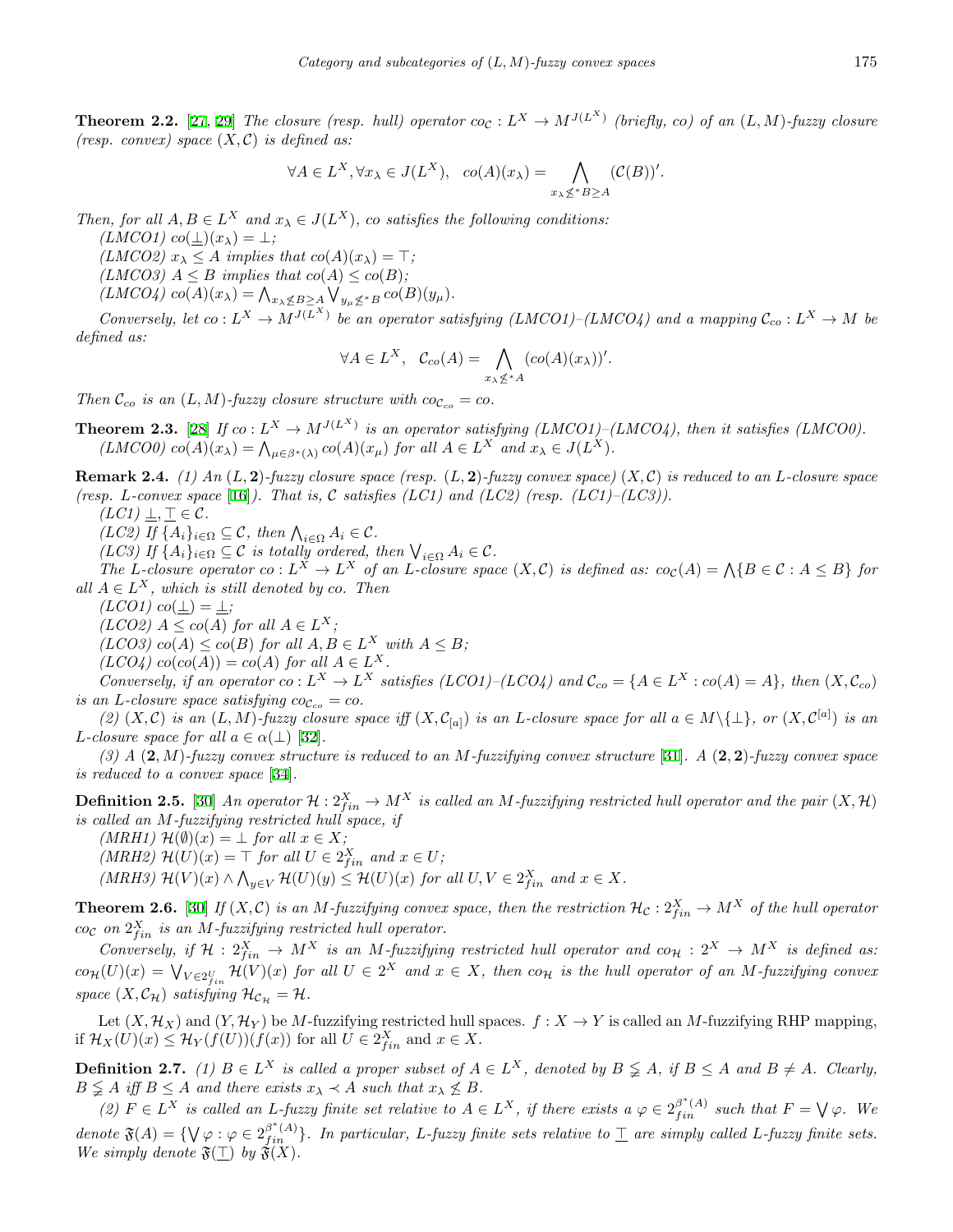**Theorem 2.2.** [27, 29] *The closure (resp. hull) operator $co_{\mathcal{C}} : L^X \to M^{J(L^X)}$ (briefly, co) of an $(L, M)$-fuzzy closure (resp. convex) space $(X, \mathcal{C})$ is defined as:*

$$\forall A \in L^X, \forall x_\lambda \in J(L^X), \quad co(A)(x_\lambda) = \bigwedge_{x_\lambda \not\leq^* B \geq A} (\mathcal{C}(B))'.$$

*Then, for all $A, B \in L^X$ and $x_\lambda \in J(L^X)$, co satisfies the following conditions:*

*(LMCO1) $co(\underline{\perp})(x_\lambda) = \perp$;*

*(LMCO2) $x_\lambda \leq A$ implies that $co(A)(x_\lambda) = \top$;*

*(LMCO3) $A \leq B$ implies that $co(A) \leq co(B)$;*

*(LMCO4) $co(A)(x_\lambda) = \bigwedge_{x_\lambda \not\leq B \geq A} \bigvee_{y_\mu \not\leq^* B} co(B)(y_\mu)$.*

*Conversely, let $co : L^X \to M^{J(L^X)}$ be an operator satisfying (LMCO1)–(LMCO4) and a mapping $\mathcal{C}_{co} : L^X \to M$ be defined as:*

$$\forall A \in L^X, \quad \mathcal{C}_{co}(A) = \bigwedge_{x_\lambda \not\leq^* A} (co(A)(x_\lambda))'.$$

*Then $\mathcal{C}_{co}$ is an $(L, M)$-fuzzy closure structure with $co_{\mathcal{C}_{co}} = co$.*

**Theorem 2.3.** [28] *If $co : L^X \to M^{J(L^X)}$ is an operator satisfying (LMCO1)–(LMCO4), then it satisfies (LMCO0).*
*(LMCO0) $co(A)(x_\lambda) = \bigwedge_{\mu \in \beta^*(\lambda)} co(A)(x_\mu)$ for all $A \in L^X$ and $x_\lambda \in J(L^X)$.*

**Remark 2.4.** *(1) An $(L, \mathbf{2})$-fuzzy closure space (resp. $(L, \mathbf{2})$-fuzzy convex space) $(X, \mathcal{C})$ is reduced to an L-closure space (resp. L-convex space [16]). That is, $\mathcal{C}$ satisfies (LC1) and (LC2) (resp. (LC1)–(LC3)).*

*(LC1) $\underline{\perp}, \underline{\top} \in \mathcal{C}$.*

*(LC2) If $\{A_i\}_{i \in \Omega} \subseteq \mathcal{C}$, then $\bigwedge_{i \in \Omega} A_i \in \mathcal{C}$.*

*(LC3) If $\{A_i\}_{i \in \Omega} \subseteq \mathcal{C}$ is totally ordered, then $\bigvee_{i \in \Omega} A_i \in \mathcal{C}$.*

*The L-closure operator $co : L^X \to L^X$ of an L-closure space $(X, \mathcal{C})$ is defined as: $co_{\mathcal{C}}(A) = \bigwedge\{B \in \mathcal{C} : A \leq B\}$ for all $A \in L^X$, which is still denoted by co. Then*

*(LCO1) $co(\underline{\perp}) = \underline{\perp}$;*

*(LCO2) $A \leq co(A)$ for all $A \in L^X$;*

*(LCO3) $co(A) \leq co(B)$ for all $A, B \in L^X$ with $A \leq B$;*

*(LCO4) $co(co(A)) = co(A)$ for all $A \in L^X$.*

*Conversely, if an operator $co : L^X \to L^X$ satisfies (LCO1)–(LCO4) and $\mathcal{C}_{co} = \{A \in L^X : co(A) = A\}$, then $(X, \mathcal{C}_{co})$ is an L-closure space satisfying $co_{\mathcal{C}_{co}} = co$.*

*(2) $(X, \mathcal{C})$ is an $(L, M)$-fuzzy closure space iff $(X, \mathcal{C}_{[a]})$ is an L-closure space for all $a \in M \backslash \{\perp\}$, or $(X, \mathcal{C}^{[a]})$ is an L-closure space for all $a \in \alpha(\perp)$ [32].*

*(3) A $(\mathbf{2}, M)$-fuzzy convex structure is reduced to an M-fuzzifying convex structure [31]. A $(\mathbf{2}, \mathbf{2})$-fuzzy convex space is reduced to a convex space [34].*

**Definition 2.5.** [30] *An operator $\mathcal{H} : 2^X_{fin} \to M^X$ is called an M-fuzzifying restricted hull operator and the pair $(X, \mathcal{H})$ is called an M-fuzzifying restricted hull space, if*

*(MRH1) $\mathcal{H}(\emptyset)(x) = \perp$ for all $x \in X$;*

*(MRH2) $\mathcal{H}(U)(x) = \top$ for all $U \in 2^X_{fin}$ and $x \in U$;*

*(MRH3) $\mathcal{H}(V)(x) \wedge \bigwedge_{y \in V} \mathcal{H}(U)(y) \leq \mathcal{H}(U)(x)$ for all $U, V \in 2^X_{fin}$ and $x \in X$.*

**Theorem 2.6.** [30] *If $(X, \mathcal{C})$ is an M-fuzzifying convex space, then the restriction $\mathcal{H}_{\mathcal{C}} : 2^X_{fin} \to M^X$ of the hull operator $co_{\mathcal{C}}$ on $2^X_{fin}$ is an M-fuzzifying restricted hull operator.*

*Conversely, if $\mathcal{H} : 2^X_{fin} \to M^X$ is an M-fuzzifying restricted hull operator and $co_{\mathcal{H}} : 2^X \to M^X$ is defined as: $co_{\mathcal{H}}(U)(x) = \bigvee_{V \in 2^U_{fin}} \mathcal{H}(V)(x)$ for all $U \in 2^X$ and $x \in X$, then $co_{\mathcal{H}}$ is the hull operator of an M-fuzzifying convex space $(X, \mathcal{C}_{\mathcal{H}})$ satisfying $\mathcal{H}_{\mathcal{C}_{\mathcal{H}}} = \mathcal{H}$.*

Let $(X, \mathcal{H}_X)$ and $(Y, \mathcal{H}_Y)$ be M-fuzzifying restricted hull spaces. $f : X \to Y$ is called an M-fuzzifying RHP mapping, if $\mathcal{H}_X(U)(x) \leq \mathcal{H}_Y(f(U))(f(x))$ for all $U \in 2^X_{fin}$ and $x \in X$.

**Definition 2.7.** *(1) $B \in L^X$ is called a proper subset of $A \in L^X$, denoted by $B \lneqq A$, if $B \leq A$ and $B \neq A$. Clearly, $B \lneqq A$ iff $B \leq A$ and there exists $x_\lambda \prec A$ such that $x_\lambda \not\leq B$.*

*(2) $F \in L^X$ is called an L-fuzzy finite set relative to $A \in L^X$, if there exists a $\varphi \in 2^{\beta^*(A)}_{fin}$ such that $F = \bigvee \varphi$. We denote $\mathfrak{F}(A) = \{\bigvee \varphi : \varphi \in 2^{\beta^*(A)}_{fin}\}$. In particular, L-fuzzy finite sets relative to $\underline{\top}$ are simply called L-fuzzy finite sets. We simply denote $\mathfrak{F}(\underline{\top})$ by $\mathfrak{F}(X)$.*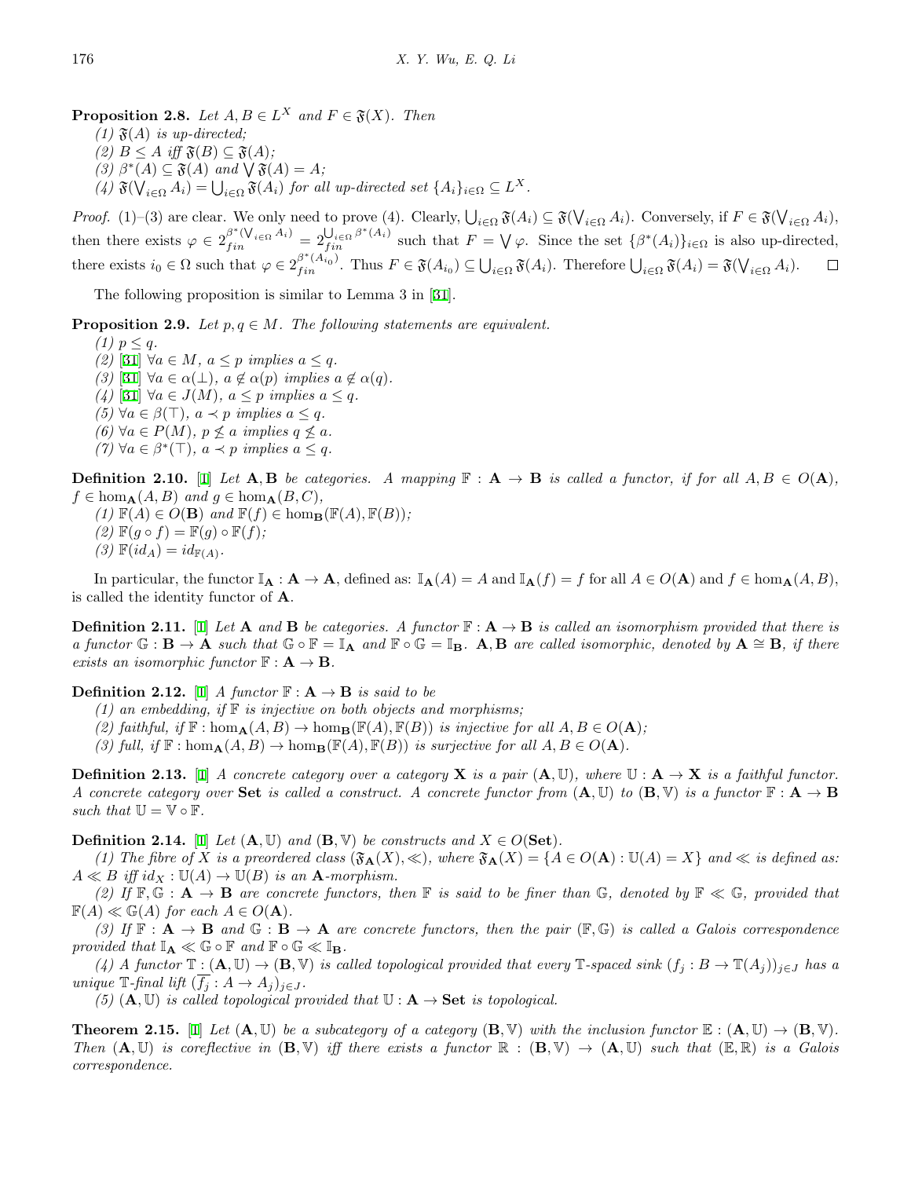**Proposition 2.8.** *Let $A, B \in L^X$ and $F \in \mathfrak{F}(X)$. Then*

*(1) $\mathfrak{F}(A)$ is up-directed;*

*(2) $B \leq A$ iff $\mathfrak{F}(B) \subseteq \mathfrak{F}(A)$;*

*(3) $\beta^*(A) \subseteq \mathfrak{F}(A)$ and $\bigvee \mathfrak{F}(A) = A$;*

*(4) $\mathfrak{F}(\bigvee_{i\in\Omega} A_i) = \bigcup_{i\in\Omega} \mathfrak{F}(A_i)$ for all up-directed set $\{A_i\}_{i\in\Omega} \subseteq L^X$.*

*Proof.* (1)–(3) are clear. We only need to prove (4). Clearly, $\bigcup_{i\in\Omega} \mathfrak{F}(A_i) \subseteq \mathfrak{F}(\bigvee_{i\in\Omega} A_i)$. Conversely, if $F \in \mathfrak{F}(\bigvee_{i\in\Omega} A_i)$, then there exists $\varphi \in 2_{fin}^{\beta^*(\bigvee_{i\in\Omega} A_i)} = 2_{fin}^{\bigcup_{i\in\Omega} \beta^*(A_i)}$ such that $F = \bigvee \varphi$. Since the set $\{\beta^*(A_i)\}_{i\in\Omega}$ is also up-directed, there exists $i_0 \in \Omega$ such that $\varphi \in 2_{fin}^{\beta^*(A_{i_0})}$. Thus $F \in \mathfrak{F}(A_{i_0}) \subseteq \bigcup_{i\in\Omega} \mathfrak{F}(A_i)$. Therefore $\bigcup_{i\in\Omega} \mathfrak{F}(A_i) = \mathfrak{F}(\bigvee_{i\in\Omega} A_i)$. $\square$

The following proposition is similar to Lemma 3 in [31].

**Proposition 2.9.** *Let $p, q \in M$. The following statements are equivalent.*

*(1) $p \leq q$.*

*(2) [31] $\forall a \in M$, $a \leq p$ implies $a \leq q$.*

*(3) [31] $\forall a \in \alpha(\bot)$, $a \notin \alpha(p)$ implies $a \notin \alpha(q)$.*

*(4) [31] $\forall a \in J(M)$, $a \leq p$ implies $a \leq q$.*

*(5) $\forall a \in \beta(\top)$, $a \prec p$ implies $a \leq q$.*

*(6) $\forall a \in P(M)$, $p \not\leq a$ implies $q \not\leq a$.*

*(7) $\forall a \in \beta^*(\top)$, $a \prec p$ implies $a \leq q$.*

**Definition 2.10.** [1] *Let $\mathbf{A}, \mathbf{B}$ be categories. A mapping $\mathbb{F} : \mathbf{A} \to \mathbf{B}$ is called a functor, if for all $A, B \in O(\mathbf{A})$, $f \in \hom_{\mathbf{A}}(A, B)$ and $g \in \hom_{\mathbf{A}}(B, C)$,*

*(1) $\mathbb{F}(A) \in O(\mathbf{B})$ and $\mathbb{F}(f) \in \hom_{\mathbf{B}}(\mathbb{F}(A), \mathbb{F}(B))$;*

*(2) $\mathbb{F}(g \circ f) = \mathbb{F}(g) \circ \mathbb{F}(f)$;*

*(3) $\mathbb{F}(id_A) = id_{\mathbb{F}(A)}$.*

In particular, the functor $\mathbb{I}_{\mathbf{A}} : \mathbf{A} \to \mathbf{A}$, defined as: $\mathbb{I}_{\mathbf{A}}(A) = A$ and $\mathbb{I}_{\mathbf{A}}(f) = f$ for all $A \in O(\mathbf{A})$ and $f \in \hom_{\mathbf{A}}(A, B)$, is called the identity functor of $\mathbf{A}$.

**Definition 2.11.** [1] *Let $\mathbf{A}$ and $\mathbf{B}$ be categories. A functor $\mathbb{F} : \mathbf{A} \to \mathbf{B}$ is called an isomorphism provided that there is a functor $\mathbb{G} : \mathbf{B} \to \mathbf{A}$ such that $\mathbb{G} \circ \mathbb{F} = \mathbb{I}_{\mathbf{A}}$ and $\mathbb{F} \circ \mathbb{G} = \mathbb{I}_{\mathbf{B}}$. $\mathbf{A}, \mathbf{B}$ are called isomorphic, denoted by $\mathbf{A} \cong \mathbf{B}$, if there exists an isomorphic functor $\mathbb{F} : \mathbf{A} \to \mathbf{B}$.*

**Definition 2.12.** [1] *A functor $\mathbb{F} : \mathbf{A} \to \mathbf{B}$ is said to be*

*(1) an embedding, if $\mathbb{F}$ is injective on both objects and morphisms;*

*(2) faithful, if $\mathbb{F} : \hom_{\mathbf{A}}(A, B) \to \hom_{\mathbf{B}}(\mathbb{F}(A), \mathbb{F}(B))$ is injective for all $A, B \in O(\mathbf{A})$;*

*(3) full, if $\mathbb{F} : \hom_{\mathbf{A}}(A, B) \to \hom_{\mathbf{B}}(\mathbb{F}(A), \mathbb{F}(B))$ is surjective for all $A, B \in O(\mathbf{A})$.*

**Definition 2.13.** [1] *A concrete category over a category $\mathbf{X}$ is a pair $(\mathbf{A}, \mathbb{U})$, where $\mathbb{U} : \mathbf{A} \to \mathbf{X}$ is a faithful functor. A concrete category over $\mathbf{Set}$ is called a construct. A concrete functor from $(\mathbf{A}, \mathbb{U})$ to $(\mathbf{B}, \mathbb{V})$ is a functor $\mathbb{F} : \mathbf{A} \to \mathbf{B}$ such that $\mathbb{U} = \mathbb{V} \circ \mathbb{F}$.*

**Definition 2.14.** [1] *Let $(\mathbf{A}, \mathbb{U})$ and $(\mathbf{B}, \mathbb{V})$ be constructs and $X \in O(\mathbf{Set})$.*

*(1) The fibre of $X$ is a preordered class $(\mathfrak{F}_{\mathbf{A}}(X), \ll)$, where $\mathfrak{F}_{\mathbf{A}}(X) = \{A \in O(\mathbf{A}) : \mathbb{U}(A) = X\}$ and $\ll$ is defined as: $A \ll B$ iff $id_X : \mathbb{U}(A) \to \mathbb{U}(B)$ is an $\mathbf{A}$-morphism.*

*(2) If $\mathbb{F}, \mathbb{G} : \mathbf{A} \to \mathbf{B}$ are concrete functors, then $\mathbb{F}$ is said to be finer than $\mathbb{G}$, denoted by $\mathbb{F} \ll \mathbb{G}$, provided that $\mathbb{F}(A) \ll \mathbb{G}(A)$ for each $A \in O(\mathbf{A})$.*

*(3) If $\mathbb{F} : \mathbf{A} \to \mathbf{B}$ and $\mathbb{G} : \mathbf{B} \to \mathbf{A}$ are concrete functors, then the pair $(\mathbb{F}, \mathbb{G})$ is called a Galois correspondence provided that $\mathbb{I}_{\mathbf{A}} \ll \mathbb{G} \circ \mathbb{F}$ and $\mathbb{F} \circ \mathbb{G} \ll \mathbb{I}_{\mathbf{B}}$.*

*(4) A functor $\mathbb{T} : (\mathbf{A}, \mathbb{U}) \to (\mathbf{B}, \mathbb{V})$ is called topological provided that every $\mathbb{T}$-spaced sink $(f_j : B \to \mathbb{T}(A_j))_{j\in J}$ has a unique $\mathbb{T}$-final lift $(\overline{f_j} : A \to A_j)_{j\in J}$.*

*(5) $(\mathbf{A}, \mathbb{U})$ is called topological provided that $\mathbb{U} : \mathbf{A} \to \mathbf{Set}$ is topological.*

**Theorem 2.15.** [1] *Let $(\mathbf{A}, \mathbb{U})$ be a subcategory of a category $(\mathbf{B}, \mathbb{V})$ with the inclusion functor $\mathbb{E} : (\mathbf{A}, \mathbb{U}) \to (\mathbf{B}, \mathbb{V})$. Then $(\mathbf{A}, \mathbb{U})$ is coreflective in $(\mathbf{B}, \mathbb{V})$ iff there exists a functor $\mathbb{R} : (\mathbf{B}, \mathbb{V}) \to (\mathbf{A}, \mathbb{U})$ such that $(\mathbb{E}, \mathbb{R})$ is a Galois correspondence.*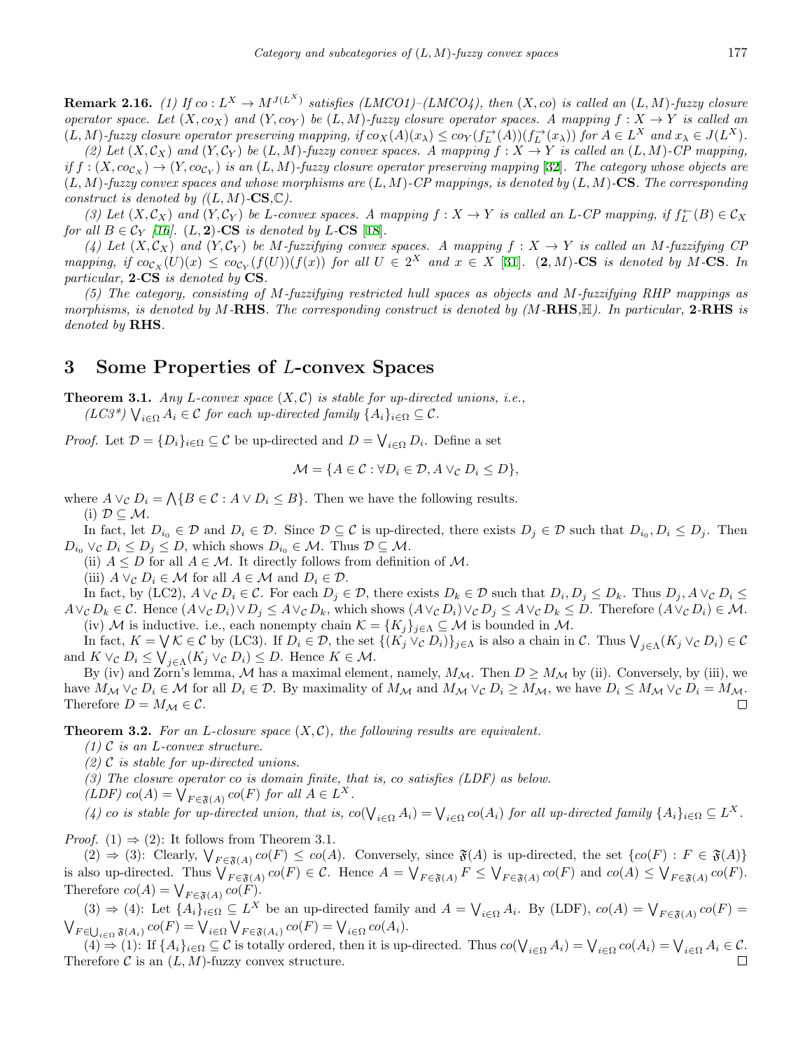**Remark 2.16.** *(1) If $co : L^X \to M^{J(L^X)}$ satisfies (LMCO1)–(LMCO4), then $(X, co)$ is called an $(L,M)$-fuzzy closure operator space. Let $(X, co_X)$ and $(Y, co_Y)$ be $(L,M)$-fuzzy closure operator spaces. A mapping $f : X \to Y$ is called an $(L,M)$-fuzzy closure operator preserving mapping, if $co_X(A)(x_\lambda) \leq co_Y(f_L^{\rightarrow}(A))(f_L^{\rightarrow}(x_\lambda))$ for $A \in L^X$ and $x_\lambda \in J(L^X)$.*

*(2) Let $(X, \mathcal{C}_X)$ and $(Y, \mathcal{C}_Y)$ be $(L,M)$-fuzzy convex spaces. A mapping $f : X \to Y$ is called an $(L,M)$-CP mapping, if $f : (X, co_{\mathcal{C}_X}) \to (Y, co_{\mathcal{C}_Y})$ is an $(L,M)$-fuzzy closure operator preserving mapping [32]. The category whose objects are $(L,M)$-fuzzy convex spaces and whose morphisms are $(L,M)$-CP mappings, is denoted by $(L,M)$-**CS**. The corresponding construct is denoted by $((L,M)$-**CS**$,\mathbb{C})$.*

*(3) Let $(X, \mathcal{C}_X)$ and $(Y, \mathcal{C}_Y)$ be $L$-convex spaces. A mapping $f : X \to Y$ is called an $L$-CP mapping, if $f_L^{\leftarrow}(B) \in \mathcal{C}_X$ for all $B \in \mathcal{C}_Y$ [16]. $(L, \mathbf{2})$-**CS** is denoted by $L$-**CS** [18].*

*(4) Let $(X, \mathcal{C}_X)$ and $(Y, \mathcal{C}_Y)$ be $M$-fuzzifying convex spaces. A mapping $f : X \to Y$ is called an $M$-fuzzifying CP mapping, if $co_{\mathcal{C}_X}(U)(x) \leq co_{\mathcal{C}_Y}(f(U))(f(x))$ for all $U \in 2^X$ and $x \in X$ [31]. $(\mathbf{2}, M)$-**CS** is denoted by $M$-**CS**. In particular, $\mathbf{2}$-**CS** is denoted by **CS**.*

*(5) The category, consisting of $M$-fuzzifying restricted hull spaces as objects and $M$-fuzzifying RHP mappings as morphisms, is denoted by $M$-**RHS**. The corresponding construct is denoted by $(M$-**RHS**$,\mathbb{H})$. In particular, $\mathbf{2}$-**RHS** is denoted by **RHS**.*

## 3 Some Properties of $L$-convex Spaces

**Theorem 3.1.** *Any $L$-convex space $(X, \mathcal{C})$ is stable for up-directed unions, i.e.,*

*(LC3\*) $\bigvee_{i\in\Omega} A_i \in \mathcal{C}$ for each up-directed family $\{A_i\}_{i\in\Omega} \subseteq \mathcal{C}$.*

*Proof.* Let $\mathcal{D} = \{D_i\}_{i\in\Omega} \subseteq \mathcal{C}$ be up-directed and $D = \bigvee_{i\in\Omega} D_i$. Define a set

$$\mathcal{M} = \{A \in \mathcal{C} : \forall D_i \in \mathcal{D}, A \vee_{\mathcal{C}} D_i \leq D\},$$

where $A \vee_{\mathcal{C}} D_i = \bigwedge\{B \in \mathcal{C} : A \vee D_i \leq B\}$. Then we have the following results.

(i) $\mathcal{D} \subseteq \mathcal{M}$.

In fact, let $D_{i_0} \in \mathcal{D}$ and $D_i \in \mathcal{D}$. Since $\mathcal{D} \subseteq \mathcal{C}$ is up-directed, there exists $D_j \in \mathcal{D}$ such that $D_{i_0}, D_i \leq D_j$. Then $D_{i_0} \vee_{\mathcal{C}} D_i \leq D_j \leq D$, which shows $D_{i_0} \in \mathcal{M}$. Thus $\mathcal{D} \subseteq \mathcal{M}$.

(ii) $A \leq D$ for all $A \in \mathcal{M}$. It directly follows from definition of $\mathcal{M}$.

(iii) $A \vee_{\mathcal{C}} D_i \in \mathcal{M}$ for all $A \in \mathcal{M}$ and $D_i \in \mathcal{D}$.

In fact, by (LC2), $A \vee_{\mathcal{C}} D_i \in \mathcal{C}$. For each $D_j \in \mathcal{D}$, there exists $D_k \in \mathcal{D}$ such that $D_i, D_j \leq D_k$. Thus $D_j, A \vee_{\mathcal{C}} D_i \leq A \vee_{\mathcal{C}} D_k \in \mathcal{C}$. Hence $(A \vee_{\mathcal{C}} D_i) \vee D_j \leq A \vee_{\mathcal{C}} D_k$, which shows $(A \vee_{\mathcal{C}} D_i) \vee_{\mathcal{C}} D_j \leq A \vee_{\mathcal{C}} D_k \leq D$. Therefore $(A \vee_{\mathcal{C}} D_i) \in \mathcal{M}$.

(iv) $\mathcal{M}$ is inductive. i.e., each nonempty chain $\mathcal{K} = \{K_j\}_{j\in\Lambda} \subseteq \mathcal{M}$ is bounded in $\mathcal{M}$.

In fact, $K = \bigvee \mathcal{K} \in \mathcal{C}$ by (LC3). If $D_i \in \mathcal{D}$, the set $\{(K_j \vee_{\mathcal{C}} D_i)\}_{j\in\Lambda}$ is also a chain in $\mathcal{C}$. Thus $\bigvee_{j\in\Lambda}(K_j \vee_{\mathcal{C}} D_i) \in \mathcal{C}$ and $K \vee_{\mathcal{C}} D_i \leq \bigvee_{j\in\Lambda}(K_j \vee_{\mathcal{C}} D_i) \leq D$. Hence $K \in \mathcal{M}$.

By (iv) and Zorn's lemma, $\mathcal{M}$ has a maximal element, namely, $M_{\mathcal{M}}$. Then $D \geq M_{\mathcal{M}}$ by (ii). Conversely, by (iii), we have $M_{\mathcal{M}} \vee_{\mathcal{C}} D_i \in \mathcal{M}$ for all $D_i \in \mathcal{D}$. By maximality of $M_{\mathcal{M}}$ and $M_{\mathcal{M}} \vee_{\mathcal{C}} D_i \geq M_{\mathcal{M}}$, we have $D_i \leq M_{\mathcal{M}} \vee_{\mathcal{C}} D_i = M_{\mathcal{M}}$. Therefore $D = M_{\mathcal{M}} \in \mathcal{C}$. □

**Theorem 3.2.** *For an $L$-closure space $(X, \mathcal{C})$, the following results are equivalent.*

*(1) $\mathcal{C}$ is an $L$-convex structure.*

*(2) $\mathcal{C}$ is stable for up-directed unions.*

*(3) The closure operator $co$ is domain finite, that is, $co$ satisfies (LDF) as below.*

*(LDF) $co(A) = \bigvee_{F\in\mathfrak{F}(A)} co(F)$ for all $A \in L^X$.*

*(4) $co$ is stable for up-directed union, that is, $co(\bigvee_{i\in\Omega} A_i) = \bigvee_{i\in\Omega} co(A_i)$ for all up-directed family $\{A_i\}_{i\in\Omega} \subseteq L^X$.*

*Proof.* (1) $\Rightarrow$ (2): It follows from Theorem 3.1.

(2) $\Rightarrow$ (3): Clearly, $\bigvee_{F\in\mathfrak{F}(A)} co(F) \leq co(A)$. Conversely, since $\mathfrak{F}(A)$ is up-directed, the set $\{co(F) : F \in \mathfrak{F}(A)\}$ is also up-directed. Thus $\bigvee_{F\in\mathfrak{F}(A)} co(F) \in \mathcal{C}$. Hence $A = \bigvee_{F\in\mathfrak{F}(A)} F \leq \bigvee_{F\in\mathfrak{F}(A)} co(F)$ and $co(A) \leq \bigvee_{F\in\mathfrak{F}(A)} co(F)$. Therefore $co(A) = \bigvee_{F\in\mathfrak{F}(A)} co(F)$.

(3) $\Rightarrow$ (4): Let $\{A_i\}_{i\in\Omega} \subseteq L^X$ be an up-directed family and $A = \bigvee_{i\in\Omega} A_i$. By (LDF), $co(A) = \bigvee_{F\in\mathfrak{F}(A)} co(F) = \bigvee_{F\in\bigcup_{i\in\Omega}\mathfrak{F}(A_i)} co(F) = \bigvee_{i\in\Omega}\bigvee_{F\in\mathfrak{F}(A_i)} co(F) = \bigvee_{i\in\Omega} co(A_i)$.

(4) $\Rightarrow$ (1): If $\{A_i\}_{i\in\Omega} \subseteq \mathcal{C}$ is totally ordered, then it is up-directed. Thus $co(\bigvee_{i\in\Omega} A_i) = \bigvee_{i\in\Omega} co(A_i) = \bigvee_{i\in\Omega} A_i \in \mathcal{C}$. Therefore $\mathcal{C}$ is an $(L,M)$-fuzzy convex structure. □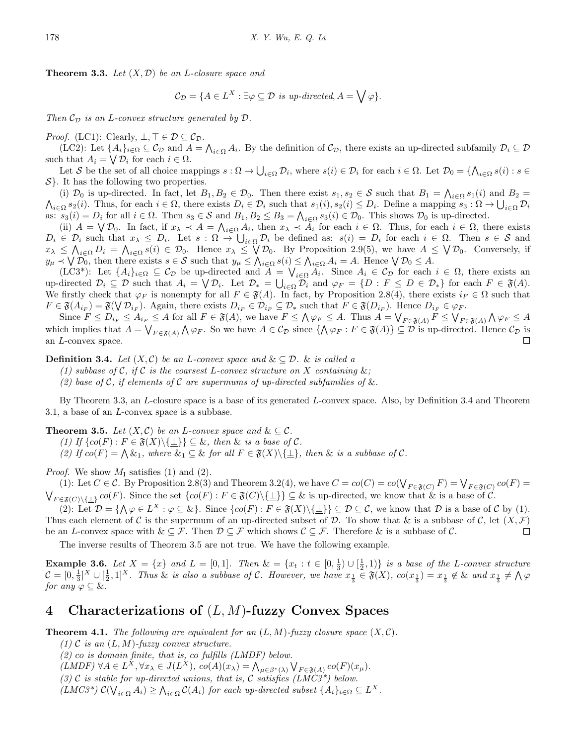**Theorem 3.3.** *Let $(X, \mathcal{D})$ be an $L$-closure space and*

$$\mathcal{C}_{\mathcal{D}} = \{A \in L^X : \exists \varphi \subseteq \mathcal{D} \text{ is up-directed}, A = \bigvee \varphi\}.$$

*Then $\mathcal{C}_{\mathcal{D}}$ is an $L$-convex structure generated by $\mathcal{D}$.*

*Proof.* (LC1): Clearly, $\perp, \top \in \mathcal{D} \subseteq \mathcal{C}_{\mathcal{D}}$.

(LC2): Let $\{A_i\}_{i\in\Omega} \subseteq \mathcal{C}_{\mathcal{D}}$ and $A = \bigwedge_{i\in\Omega} A_i$. By the definition of $\mathcal{C}_{\mathcal{D}}$, there exists an up-directed subfamily $\mathcal{D}_i \subseteq \mathcal{D}$ such that $A_i = \bigvee \mathcal{D}_i$ for each $i \in \Omega$.

Let $\mathcal{S}$ be the set of all choice mappings $s : \Omega \to \bigcup_{i\in\Omega} \mathcal{D}_i$, where $s(i) \in \mathcal{D}_i$ for each $i \in \Omega$. Let $\mathcal{D}_0 = \{\bigwedge_{i\in\Omega} s(i) : s \in \mathcal{S}\}$. It has the following two properties.

(i) $\mathcal{D}_0$ is up-directed. In fact, let $B_1, B_2 \in \mathcal{D}_0$. Then there exist $s_1, s_2 \in \mathcal{S}$ such that $B_1 = \bigwedge_{i\in\Omega} s_1(i)$ and $B_2 = \bigwedge_{i\in\Omega} s_2(i)$. Thus, for each $i \in \Omega$, there exists $D_i \in \mathcal{D}_i$ such that $s_1(i), s_2(i) \le D_i$. Define a mapping $s_3 : \Omega \to \bigcup_{i\in\Omega} \mathcal{D}_i$ as: $s_3(i) = D_i$ for all $i \in \Omega$. Then $s_3 \in \mathcal{S}$ and $B_1, B_2 \le B_3 = \bigwedge_{i\in\Omega} s_3(i) \in \mathcal{D}_0$. This shows $\mathcal{D}_0$ is up-directed.

(ii) $A = \bigvee \mathcal{D}_0$. In fact, if $x_\lambda \prec A = \bigwedge_{i\in\Omega} A_i$, then $x_\lambda \prec A_i$ for each $i \in \Omega$. Thus, for each $i \in \Omega$, there exists $D_i \in \mathcal{D}_i$ such that $x_\lambda \le D_i$. Let $s : \Omega \to \bigcup_{i\in\Omega} \mathcal{D}_i$ be defined as: $s(i) = D_i$ for each $i \in \Omega$. Then $s \in \mathcal{S}$ and $x_\lambda \le \bigwedge_{i\in\Omega} D_i = \bigwedge_{i\in\Omega} s(i) \in \mathcal{D}_0$. Hence $x_\lambda \le \bigvee \mathcal{D}_0$. By Proposition 2.9(5), we have $A \le \bigvee \mathcal{D}_0$. Conversely, if $y_\mu \prec \bigvee \mathcal{D}_0$, then there exists $s \in \mathcal{S}$ such that $y_\mu \le \bigwedge_{i\in\Omega} s(i) \le \bigwedge_{i\in\Omega} A_i = A$. Hence $\bigvee \mathcal{D}_0 \le A$.

(LC3*): Let $\{A_i\}_{i\in\Omega} \subseteq \mathcal{C}_{\mathcal{D}}$ be up-directed and $A = \bigvee_{i\in\Omega} A_i$. Since $A_i \in \mathcal{C}_{\mathcal{D}}$ for each $i \in \Omega$, there exists an up-directed $\mathcal{D}_i \subseteq \mathcal{D}$ such that $A_i = \bigvee \mathcal{D}_i$. Let $\mathcal{D}_* = \bigcup_{i\in\Omega} \mathcal{D}_i$ and $\varphi_F = \{D : F \le D \in \mathcal{D}_*\}$ for each $F \in \mathfrak{F}(A)$. We firstly check that $\varphi_F$ is nonempty for all $F \in \mathfrak{F}(A)$. In fact, by Proposition 2.8(4), there exists $i_F \in \Omega$ such that $F \in \mathfrak{F}(A_{i_F}) = \mathfrak{F}(\bigvee \mathcal{D}_{i_F})$. Again, there exists $D_{i_F} \in \mathcal{D}_{i_F} \subseteq \mathcal{D}_*$ such that $F \in \mathfrak{F}(D_{i_F})$. Hence $D_{i_F} \in \varphi_F$.

Since $F \le D_{i_F} \le A_{i_F} \le A$ for all $F \in \mathfrak{F}(A)$, we have $F \le \bigwedge \varphi_F \le A$. Thus $A = \bigvee_{F\in\mathfrak{F}(A)} F \le \bigvee_{F\in\mathfrak{F}(A)} \bigwedge \varphi_F \le A$ which implies that $A = \bigvee_{F\in\mathfrak{F}(A)} \bigwedge \varphi_F$. So we have $A \in \mathcal{C}_{\mathcal{D}}$ since $\{\bigwedge \varphi_F : F \in \mathfrak{F}(A)\} \subseteq \mathcal{D}$ is up-directed. Hence $\mathcal{C}_{\mathcal{D}}$ is an $L$-convex space. $\square$

**Definition 3.4.** *Let $(X, \mathcal{C})$ be an $L$-convex space and $\& \subseteq \mathcal{D}$. $\&$ is called a*

*(1) subbase of $\mathcal{C}$, if $\mathcal{C}$ is the coarsest $L$-convex structure on $X$ containing $\&$;*

*(2) base of $\mathcal{C}$, if elements of $\mathcal{C}$ are supermums of up-directed subfamilies of $\&$.*

By Theorem 3.3, an $L$-closure space is a base of its generated $L$-convex space. Also, by Definition 3.4 and Theorem 3.1, a base of an $L$-convex space is a subbase.

**Theorem 3.5.** *Let $(X, \mathcal{C})$ be an $L$-convex space and $\& \subseteq \mathcal{C}$.*

*(1) If $\{co(F) : F \in \mathfrak{F}(X)\backslash\{\perp\}\} \subseteq \&$, then $\&$ is a base of $\mathcal{C}$.*

*(2) If $co(F) = \bigwedge \&_1$, where $\&_1 \subseteq \&$ for all $F \in \mathfrak{F}(X)\backslash\{\perp\}$, then $\&$ is a subbase of $\mathcal{C}$.*

*Proof.* We show $M_{\rm I}$ satisfies (1) and (2).

(1): Let $C \in \mathcal{C}$. By Proposition 2.8(3) and Theorem 3.2(4), we have $C = co(C) = co(\bigvee_{F\in\mathfrak{F}(C)} F) = \bigvee_{F\in\mathfrak{F}(C)} co(F) = \bigvee_{F\in\mathfrak{F}(C)\backslash\{\perp\}} co(F)$. Since the set $\{co(F) : F \in \mathfrak{F}(C)\backslash\{\perp\}\} \subseteq \&$ is up-directed, we know that $\&$ is a base of $\mathcal{C}$.

(2): Let $\mathcal{D} = \{\bigwedge \varphi \in L^X : \varphi \subseteq \&\}$. Since $\{co(F) : F \in \mathfrak{F}(X)\backslash\{\perp\}\} \subseteq \mathcal{D} \subseteq \mathcal{C}$, we know that $\mathcal{D}$ is a base of $\mathcal{C}$ by (1). Thus each element of $\mathcal{C}$ is the supermum of an up-directed subset of $\mathcal{D}$. To show that $\&$ is a subbase of $\mathcal{C}$, let $(X, \mathcal{F})$ be an $L$-convex space with $\& \subseteq \mathcal{F}$. Then $\mathcal{D} \subseteq \mathcal{F}$ which shows $\mathcal{C} \subseteq \mathcal{F}$. Therefore $\&$ is a subbase of $\mathcal{C}$. $\square$

The inverse results of Theorem 3.5 are not true. We have the following example.

**Example 3.6.** *Let $X = \{x\}$ and $L = [0, 1]$. Then $\& = \{x_t : t \in [0, \frac{1}{3}) \cup [\frac{1}{2}, 1)\}$ is a base of the $L$-convex structure $\mathcal{C} = [0, \frac{1}{3}]^X \cup [\frac{1}{2}, 1]^X$. Thus $\&$ is also a subbase of $\mathcal{C}$. However, we have $x_{\frac{1}{3}} \in \mathfrak{F}(X)$, $co(x_{\frac{1}{3}}) = x_{\frac{1}{3}} \notin \&$ and $x_{\frac{1}{3}} \neq \bigwedge \varphi$ for any $\varphi \subseteq \&$.*

# 4 Characterizations of $(L, M)$-fuzzy Convex Spaces

**Theorem 4.1.** *The following are equivalent for an $(L, M)$-fuzzy closure space $(X, \mathcal{C})$.*

*(1) $\mathcal{C}$ is an $(L, M)$-fuzzy convex structure.*

*(2) co is domain finite, that is, co fulfills (LMDF) below.*

*(LMDF) $\forall A \in L^X, \forall x_\lambda \in J(L^X)$, $co(A)(x_\lambda) = \bigwedge_{\mu\in\beta^*(\lambda)} \bigvee_{F\in\mathfrak{F}(A)} co(F)(x_\mu)$.*

*(3) $\mathcal{C}$ is stable for up-directed unions, that is, $\mathcal{C}$ satisfies (LMC3*) below.*

*(LMC3*) $\mathcal{C}(\bigvee_{i\in\Omega} A_i) \ge \bigwedge_{i\in\Omega} \mathcal{C}(A_i)$ for each up-directed subset $\{A_i\}_{i\in\Omega} \subseteq L^X$.*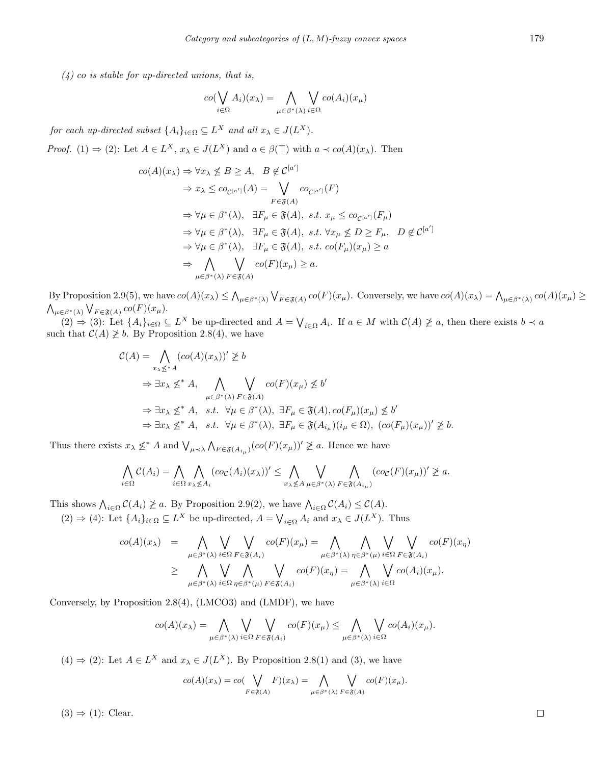*(4) co is stable for up-directed unions, that is,*

$$co(\bigvee_{i\in\Omega} A_i)(x_\lambda) = \bigwedge_{\mu\in\beta^*(\lambda)} \bigvee_{i\in\Omega} co(A_i)(x_\mu)$$

*for each up-directed subset $\{A_i\}_{i\in\Omega} \subseteq L^X$ and all $x_\lambda \in J(L^X)$.*

*Proof.* (1) $\Rightarrow$ (2): Let $A \in L^X$, $x_\lambda \in J(L^X)$ and $a \in \beta(\top)$ with $a \prec co(A)(x_\lambda)$. Then

$$\begin{aligned}
co(A)(x_\lambda) &\Rightarrow \forall x_\lambda \not\leq B \geq A, \quad B \notin \mathcal{C}^{[a']} \\
&\Rightarrow x_\lambda \leq co_{\mathcal{C}^{[a']}}(A) = \bigvee_{F\in\mathfrak{F}(A)} co_{\mathcal{C}^{[a']}}(F) \\
&\Rightarrow \forall \mu \in \beta^*(\lambda), \quad \exists F_\mu \in \mathfrak{F}(A), \ s.t. \ x_\mu \leq co_{\mathcal{C}^{[a']}}(F_\mu) \\
&\Rightarrow \forall \mu \in \beta^*(\lambda), \quad \exists F_\mu \in \mathfrak{F}(A), \ s.t. \ \forall x_\mu \not\leq D \geq F_\mu, \quad D \notin \mathcal{C}^{[a']} \\
&\Rightarrow \forall \mu \in \beta^*(\lambda), \quad \exists F_\mu \in \mathfrak{F}(A), \ s.t. \ co(F_\mu)(x_\mu) \geq a \\
&\Rightarrow \bigwedge_{\mu\in\beta^*(\lambda)} \bigvee_{F\in\mathfrak{F}(A)} co(F)(x_\mu) \geq a.
\end{aligned}$$

By Proposition 2.9(5), we have $co(A)(x_\lambda) \leq \bigwedge_{\mu\in\beta^*(\lambda)} \bigvee_{F\in\mathfrak{F}(A)} co(F)(x_\mu)$. Conversely, we have $co(A)(x_\lambda) = \bigwedge_{\mu\in\beta^*(\lambda)} co(A)(x_\mu) \geq \bigwedge_{\mu\in\beta^*(\lambda)} \bigvee_{F\in\mathfrak{F}(A)} co(F)(x_\mu)$.

(2) $\Rightarrow$ (3): Let $\{A_i\}_{i\in\Omega} \subseteq L^X$ be up-directed and $A = \bigvee_{i\in\Omega} A_i$. If $a \in M$ with $\mathcal{C}(A) \not\geq a$, then there exists $b \prec a$ such that $\mathcal{C}(A) \not\geq b$. By Proposition 2.8(4), we have

$$\begin{aligned}
\mathcal{C}(A) = \bigwedge_{x_\lambda \not\leq^* A} (co(A)(x_\lambda))' \not\geq b \\
&\Rightarrow \exists x_\lambda \not\leq^* A, \quad \bigwedge_{\mu\in\beta^*(\lambda)} \bigvee_{F\in\mathfrak{F}(A)} co(F)(x_\mu) \not\leq b' \\
&\Rightarrow \exists x_\lambda \not\leq^* A, \quad s.t. \quad \forall \mu \in \beta^*(\lambda), \ \exists F_\mu \in \mathfrak{F}(A), co(F_\mu)(x_\mu) \not\leq b' \\
&\Rightarrow \exists x_\lambda \not\leq^* A, \quad s.t. \quad \forall \mu \in \beta^*(\lambda), \ \exists F_\mu \in \mathfrak{F}(A_{i_\mu})(i_\mu \in \Omega), \ (co(F_\mu)(x_\mu))' \not\geq b.
\end{aligned}$$

Thus there exists $x_\lambda \not\leq^* A$ and $\bigvee_{\mu\prec\lambda} \bigwedge_{F\in\mathfrak{F}(A_{i_\mu})} (co(F)(x_\mu))' \not\geq a$. Hence we have

$$\bigwedge_{i\in\Omega} \mathcal{C}(A_i) = \bigwedge_{i\in\Omega} \bigwedge_{x_\lambda \not\leq A_i} (co_{\mathcal{C}}(A_i)(x_\lambda))' \leq \bigwedge_{x_\lambda \not\leq A} \bigvee_{\mu\in\beta^*(\lambda)} \bigwedge_{F\in\mathfrak{F}(A_{i_\mu})} (co_{\mathcal{C}}(F)(x_\mu))' \not\geq a.$$

This shows $\bigwedge_{i\in\Omega} \mathcal{C}(A_i) \not\geq a$. By Proposition 2.9(2), we have $\bigwedge_{i\in\Omega} \mathcal{C}(A_i) \leq \mathcal{C}(A)$.

(2) $\Rightarrow$ (4): Let $\{A_i\}_{i\in\Omega} \subseteq L^X$ be up-directed, $A = \bigvee_{i\in\Omega} A_i$ and $x_\lambda \in J(L^X)$. Thus

$$\begin{aligned}
co(A)(x_\lambda) &= \bigwedge_{\mu\in\beta^*(\lambda)} \bigvee_{i\in\Omega} \bigvee_{F\in\mathfrak{F}(A_i)} co(F)(x_\mu) = \bigwedge_{\mu\in\beta^*(\lambda)} \bigwedge_{\eta\in\beta^*(\mu)} \bigvee_{i\in\Omega} \bigvee_{F\in\mathfrak{F}(A_i)} co(F)(x_\eta) \\
&\geq \bigwedge_{\mu\in\beta^*(\lambda)} \bigvee_{i\in\Omega} \bigwedge_{\eta\in\beta^*(\mu)} \bigvee_{F\in\mathfrak{F}(A_i)} co(F)(x_\eta) = \bigwedge_{\mu\in\beta^*(\lambda)} \bigvee_{i\in\Omega} co(A_i)(x_\mu).
\end{aligned}$$

Conversely, by Proposition 2.8(4), (LMCO3) and (LMDF), we have

$$co(A)(x_\lambda) = \bigwedge_{\mu\in\beta^*(\lambda)} \bigvee_{i\in\Omega} \bigvee_{F\in\mathfrak{F}(A_i)} co(F)(x_\mu) \leq \bigwedge_{\mu\in\beta^*(\lambda)} \bigvee_{i\in\Omega} co(A_i)(x_\mu).$$

(4) $\Rightarrow$ (2): Let $A \in L^X$ and $x_\lambda \in J(L^X)$. By Proposition 2.8(1) and (3), we have

$$co(A)(x_\lambda) = co(\bigvee_{F\in\mathfrak{F}(A)} F)(x_\lambda) = \bigwedge_{\mu\in\beta^*(\lambda)} \bigvee_{F\in\mathfrak{F}(A)} co(F)(x_\mu).$$

(3) $\Rightarrow$ (1): Clear. $\square$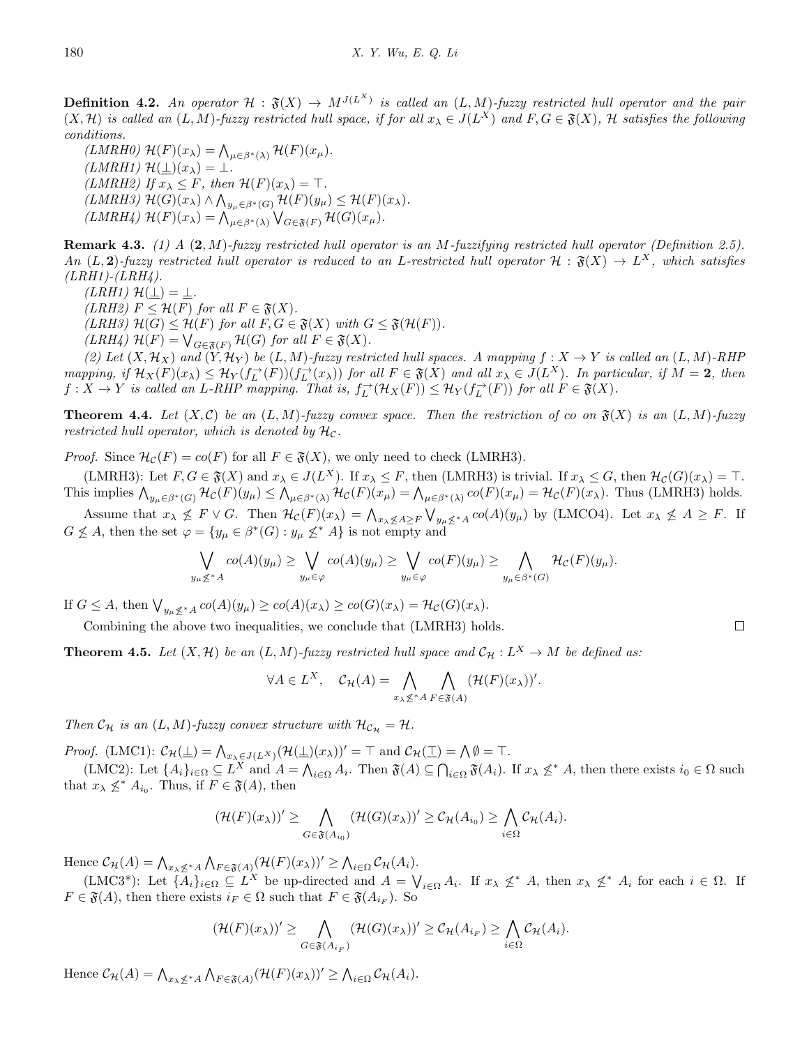**Definition 4.2.** *An operator $\mathcal{H} : \mathfrak{F}(X) \to M^{J(L^X)}$ is called an $(L, M)$-fuzzy restricted hull operator and the pair $(X, \mathcal{H})$ is called an $(L, M)$-fuzzy restricted hull space, if for all $x_\lambda \in J(L^X)$ and $F, G \in \mathfrak{F}(X)$, $\mathcal{H}$ satisfies the following conditions.*

*(LMRH0) $\mathcal{H}(F)(x_\lambda) = \bigwedge_{\mu \in \beta^*(\lambda)} \mathcal{H}(F)(x_\mu)$.*

*(LMRH1) $\mathcal{H}(\underline{\perp})(x_\lambda) = \perp$.*

*(LMRH2) If $x_\lambda \leq F$, then $\mathcal{H}(F)(x_\lambda) = \top$.*

*(LMRH3) $\mathcal{H}(G)(x_\lambda) \wedge \bigwedge_{y_\mu \in \beta^*(G)} \mathcal{H}(F)(y_\mu) \leq \mathcal{H}(F)(x_\lambda)$.*

*(LMRH4) $\mathcal{H}(F)(x_\lambda) = \bigwedge_{\mu \in \beta^*(\lambda)} \bigvee_{G \in \mathfrak{F}(F)} \mathcal{H}(G)(x_\mu)$.*

**Remark 4.3.** *(1) A $(\mathbf{2}, M)$-fuzzy restricted hull operator is an $M$-fuzzifying restricted hull operator (Definition 2.5). An $(L, \mathbf{2})$-fuzzy restricted hull operator is reduced to an $L$-restricted hull operator $\mathcal{H} : \mathfrak{F}(X) \to L^X$, which satisfies (LRH1)-(LRH4).*

*(LRH1) $\mathcal{H}(\underline{\perp}) = \underline{\perp}$.*

*(LRH2) $F \leq \mathcal{H}(F)$ for all $F \in \mathfrak{F}(X)$.*

*(LRH3) $\mathcal{H}(G) \leq \mathcal{H}(F)$ for all $F, G \in \mathfrak{F}(X)$ with $G \leq \mathfrak{F}(\mathcal{H}(F))$.*

*(LRH4) $\mathcal{H}(F) = \bigvee_{G \in \mathfrak{F}(F)} \mathcal{H}(G)$ for all $F \in \mathfrak{F}(X)$.*

*(2) Let $(X, \mathcal{H}_X)$ and $(Y, \mathcal{H}_Y)$ be $(L, M)$-fuzzy restricted hull spaces. A mapping $f : X \to Y$ is called an $(L, M)$-RHP mapping, if $\mathcal{H}_X(F)(x_\lambda) \leq \mathcal{H}_Y(f_L^\to(F))(f_L^\to(x_\lambda))$ for all $F \in \mathfrak{F}(X)$ and all $x_\lambda \in J(L^X)$. In particular, if $M = \mathbf{2}$, then $f : X \to Y$ is called an $L$-RHP mapping. That is, $f_L^\to(\mathcal{H}_X(F)) \leq \mathcal{H}_Y(f_L^\to(F))$ for all $F \in \mathfrak{F}(X)$.*

**Theorem 4.4.** *Let $(X, \mathcal{C})$ be an $(L, M)$-fuzzy convex space. Then the restriction of co on $\mathfrak{F}(X)$ is an $(L, M)$-fuzzy restricted hull operator, which is denoted by $\mathcal{H}_\mathcal{C}$.*

*Proof.* Since $\mathcal{H}_\mathcal{C}(F) = co(F)$ for all $F \in \mathfrak{F}(X)$, we only need to check (LMRH3).

(LMRH3): Let $F, G \in \mathfrak{F}(X)$ and $x_\lambda \in J(L^X)$. If $x_\lambda \leq F$, then (LMRH3) is trivial. If $x_\lambda \leq G$, then $\mathcal{H}_\mathcal{C}(G)(x_\lambda) = \top$. This implies $\bigwedge_{y_\mu \in \beta^*(G)} \mathcal{H}_\mathcal{C}(F)(y_\mu) \leq \bigwedge_{\mu \in \beta^*(\lambda)} \mathcal{H}_\mathcal{C}(F)(x_\mu) = \bigwedge_{\mu \in \beta^*(\lambda)} co(F)(x_\mu) = \mathcal{H}_\mathcal{C}(F)(x_\lambda)$. Thus (LMRH3) holds.

Assume that $x_\lambda \not\leq F \vee G$. Then $\mathcal{H}_\mathcal{C}(F)(x_\lambda) = \bigwedge_{x_\lambda \not\leq A \geq F} \bigvee_{y_\mu \not\leq^* A} co(A)(y_\mu)$ by (LMCO4). Let $x_\lambda \not\leq A \geq F$. If $G \not\leq A$, then the set $\varphi = \{y_\mu \in \beta^*(G) : y_\mu \not\leq^* A\}$ is not empty and

$$\bigvee_{y_\mu \not\leq^* A} co(A)(y_\mu) \geq \bigvee_{y_\mu \in \varphi} co(A)(y_\mu) \geq \bigvee_{y_\mu \in \varphi} co(F)(y_\mu) \geq \bigwedge_{y_\mu \in \beta^*(G)} \mathcal{H}_\mathcal{C}(F)(y_\mu).$$

If $G \leq A$, then $\bigvee_{y_\mu \not\leq^* A} co(A)(y_\mu) \geq co(A)(x_\lambda) \geq co(G)(x_\lambda) = \mathcal{H}_\mathcal{C}(G)(x_\lambda)$.

Combining the above two inequalities, we conclude that (LMRH3) holds. $\square$

**Theorem 4.5.** *Let $(X, \mathcal{H})$ be an $(L, M)$-fuzzy restricted hull space and $\mathcal{C}_\mathcal{H} : L^X \to M$ be defined as:*

$$\forall A \in L^X, \quad \mathcal{C}_\mathcal{H}(A) = \bigwedge_{x_\lambda \not\leq^* A} \bigwedge_{F \in \mathfrak{F}(A)} (\mathcal{H}(F)(x_\lambda))'.$$

*Then $\mathcal{C}_\mathcal{H}$ is an $(L, M)$-fuzzy convex structure with $\mathcal{H}_{\mathcal{C}_\mathcal{H}} = \mathcal{H}$.*

*Proof.* (LMC1): $\mathcal{C}_\mathcal{H}(\underline{\perp}) = \bigwedge_{x_\lambda \in J(L^X)} (\mathcal{H}(\underline{\perp})(x_\lambda))' = \top$ and $\mathcal{C}_\mathcal{H}(\underline{\top}) = \bigwedge \emptyset = \top$.

(LMC2): Let $\{A_i\}_{i \in \Omega} \subseteq L^X$ and $A = \bigwedge_{i \in \Omega} A_i$. Then $\mathfrak{F}(A) \subseteq \bigcap_{i \in \Omega} \mathfrak{F}(A_i)$. If $x_\lambda \not\leq^* A$, then there exists $i_0 \in \Omega$ such that $x_\lambda \not\leq^* A_{i_0}$. Thus, if $F \in \mathfrak{F}(A)$, then

$$(\mathcal{H}(F)(x_\lambda))' \geq \bigwedge_{G \in \mathfrak{F}(A_{i_0})} (\mathcal{H}(G)(x_\lambda))' \geq \mathcal{C}_\mathcal{H}(A_{i_0}) \geq \bigwedge_{i \in \Omega} \mathcal{C}_\mathcal{H}(A_i).$$

Hence $\mathcal{C}_\mathcal{H}(A) = \bigwedge_{x_\lambda \not\leq^* A} \bigwedge_{F \in \mathfrak{F}(A)} (\mathcal{H}(F)(x_\lambda))' \geq \bigwedge_{i \in \Omega} \mathcal{C}_\mathcal{H}(A_i)$.

(LMC3*): Let $\{A_i\}_{i \in \Omega} \subseteq L^X$ be up-directed and $A = \bigvee_{i \in \Omega} A_i$. If $x_\lambda \not\leq^* A$, then $x_\lambda \not\leq^* A_i$ for each $i \in \Omega$. If $F \in \mathfrak{F}(A)$, then there exists $i_F \in \Omega$ such that $F \in \mathfrak{F}(A_{i_F})$. So

$$(\mathcal{H}(F)(x_\lambda))' \geq \bigwedge_{G \in \mathfrak{F}(A_{i_F})} (\mathcal{H}(G)(x_\lambda))' \geq \mathcal{C}_\mathcal{H}(A_{i_F}) \geq \bigwedge_{i \in \Omega} \mathcal{C}_\mathcal{H}(A_i).$$

Hence $\mathcal{C}_\mathcal{H}(A) = \bigwedge_{x_\lambda \not\leq^* A} \bigwedge_{F \in \mathfrak{F}(A)} (\mathcal{H}(F)(x_\lambda))' \geq \bigwedge_{i \in \Omega} \mathcal{C}_\mathcal{H}(A_i)$.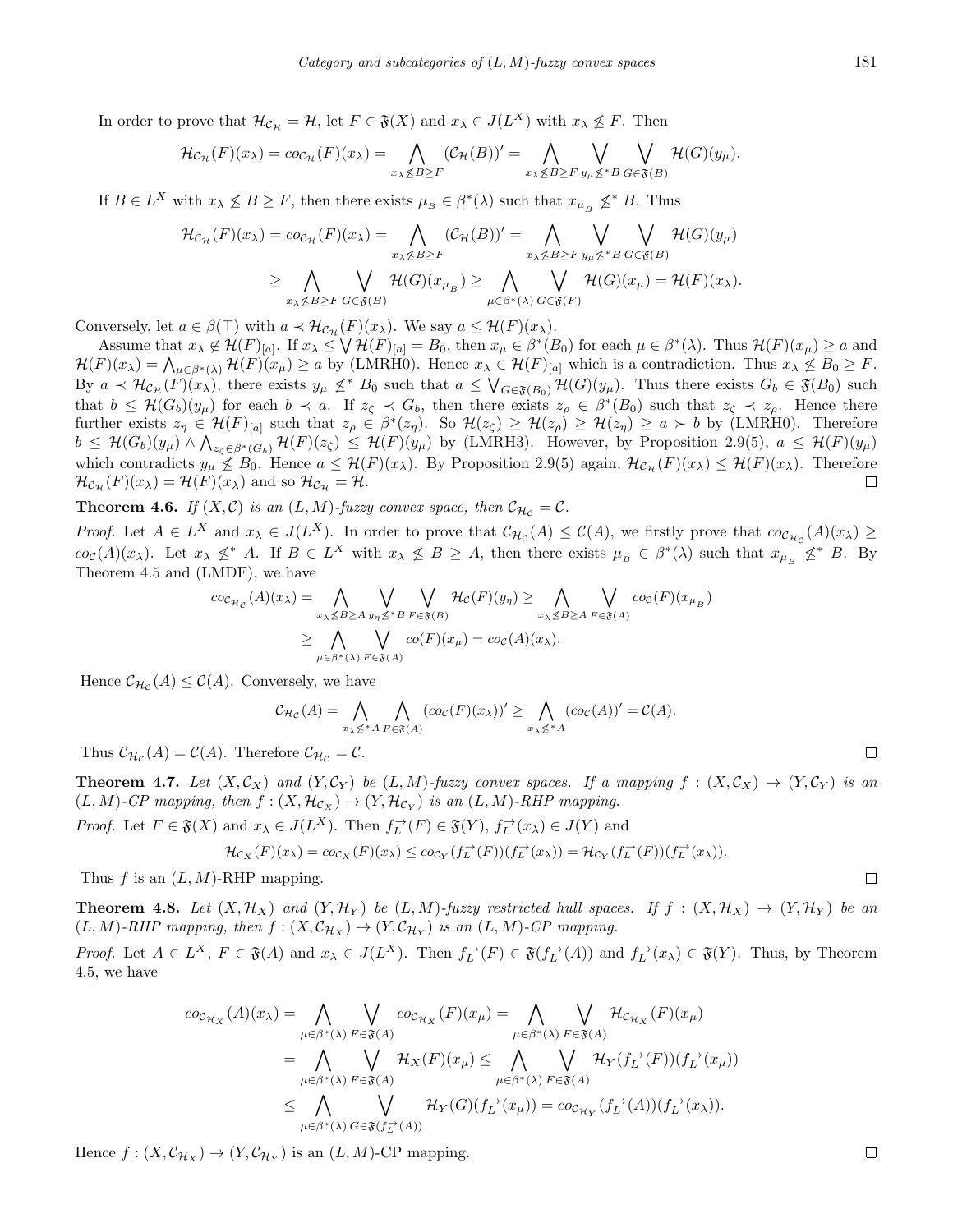In order to prove that $\mathcal{H}_{\mathcal{C}_\mathcal{H}} = \mathcal{H}$, let $F \in \mathfrak{F}(X)$ and $x_\lambda \in J(L^X)$ with $x_\lambda \not\leq F$. Then

$$\mathcal{H}_{\mathcal{C}_\mathcal{H}}(F)(x_\lambda) = co_{\mathcal{C}_\mathcal{H}}(F)(x_\lambda) = \bigwedge_{x_\lambda \not\leq B \geq F} (\mathcal{C}_\mathcal{H}(B))' = \bigwedge_{x_\lambda \not\leq B \geq F} \bigvee_{y_\mu \not\leq^* B} \bigvee_{G \in \mathfrak{F}(B)} \mathcal{H}(G)(y_\mu).$$

If $B \in L^X$ with $x_\lambda \not\leq B \geq F$, then there exists $\mu_B \in \beta^*(\lambda)$ such that $x_{\mu_B} \not\leq^* B$. Thus

$$\begin{aligned}\mathcal{H}_{\mathcal{C}_\mathcal{H}}(F)(x_\lambda) = co_{\mathcal{C}_\mathcal{H}}(F)(x_\lambda) &= \bigwedge_{x_\lambda \not\leq B \geq F} (\mathcal{C}_\mathcal{H}(B))' = \bigwedge_{x_\lambda \not\leq B \geq F} \bigvee_{y_\mu \not\leq^* B} \bigvee_{G \in \mathfrak{F}(B)} \mathcal{H}(G)(y_\mu) \\ &\geq \bigwedge_{x_\lambda \not\leq B \geq F} \bigvee_{G \in \mathfrak{F}(B)} \mathcal{H}(G)(x_{\mu_B}) \geq \bigwedge_{\mu \in \beta^*(\lambda)} \bigvee_{G \in \mathfrak{F}(F)} \mathcal{H}(G)(x_\mu) = \mathcal{H}(F)(x_\lambda).\end{aligned}$$

Conversely, let $a \in \beta(\top)$ with $a \prec \mathcal{H}_{\mathcal{C}_\mathcal{H}}(F)(x_\lambda)$. We say $a \leq \mathcal{H}(F)(x_\lambda)$.

Assume that $x_\lambda \notin \mathcal{H}(F)_{[a]}$. If $x_\lambda \leq \bigvee \mathcal{H}(F)_{[a]} = B_0$, then $x_\mu \in \beta^*(B_0)$ for each $\mu \in \beta^*(\lambda)$. Thus $\mathcal{H}(F)(x_\mu) \geq a$ and $\mathcal{H}(F)(x_\lambda) = \bigwedge_{\mu \in \beta^*(\lambda)} \mathcal{H}(F)(x_\mu) \geq a$ by (LMRH0). Hence $x_\lambda \in \mathcal{H}(F)_{[a]}$ which is a contradiction. Thus $x_\lambda \not\leq B_0 \geq F$. By $a \prec \mathcal{H}_{\mathcal{C}_\mathcal{H}}(F)(x_\lambda)$, there exists $y_\mu \not\leq^* B_0$ such that $a \leq \bigvee_{G \in \mathfrak{F}(B_0)} \mathcal{H}(G)(y_\mu)$. Thus there exists $G_b \in \mathfrak{F}(B_0)$ such that $b \leq \mathcal{H}(G_b)(y_\mu)$ for each $b \prec a$. If $z_\zeta \prec G_b$, then there exists $z_\rho \in \beta^*(B_0)$ such that $z_\zeta \prec z_\rho$. Hence there further exists $z_\eta \in \mathcal{H}(F)_{[a]}$ such that $z_\rho \in \beta^*(z_\eta)$. So $\mathcal{H}(z_\zeta) \geq \mathcal{H}(z_\rho) \geq \mathcal{H}(z_\eta) \geq a \succ b$ by (LMRH0). Therefore $b \leq \mathcal{H}(G_b)(y_\mu) \wedge \bigwedge_{z_\zeta \in \beta^*(G_b)} \mathcal{H}(F)(z_\zeta) \leq \mathcal{H}(F)(y_\mu)$ by (LMRH3). However, by Proposition 2.9(5), $a \leq \mathcal{H}(F)(y_\mu)$ which contradicts $y_\mu \not\leq B_0$. Hence $a \leq \mathcal{H}(F)(x_\lambda)$. By Proposition 2.9(5) again, $\mathcal{H}_{\mathcal{C}_\mathcal{H}}(F)(x_\lambda) \leq \mathcal{H}(F)(x_\lambda)$. Therefore $\mathcal{H}_{\mathcal{C}_\mathcal{H}}(F)(x_\lambda) = \mathcal{H}(F)(x_\lambda)$ and so $\mathcal{H}_{\mathcal{C}_\mathcal{H}} = \mathcal{H}$. □

**Theorem 4.6.** *If $(X, \mathcal{C})$ is an $(L,M)$-fuzzy convex space, then $\mathcal{C}_{\mathcal{H}_\mathcal{C}} = \mathcal{C}$.*

*Proof.* Let $A \in L^X$ and $x_\lambda \in J(L^X)$. In order to prove that $\mathcal{C}_{\mathcal{H}_\mathcal{C}}(A) \leq \mathcal{C}(A)$, we firstly prove that $co_{\mathcal{C}_{\mathcal{H}_\mathcal{C}}}(A)(x_\lambda) \geq co_\mathcal{C}(A)(x_\lambda)$. Let $x_\lambda \not\leq^* A$. If $B \in L^X$ with $x_\lambda \not\leq B \geq A$, then there exists $\mu_B \in \beta^*(\lambda)$ such that $x_{\mu_B} \not\leq^* B$. By Theorem 4.5 and (LMDF), we have

$$\begin{aligned}co_{\mathcal{C}_{\mathcal{H}_\mathcal{C}}}(A)(x_\lambda) &= \bigwedge_{x_\lambda \not\leq B \geq A} \bigvee_{y_\eta \not\leq^* B} \bigvee_{F \in \mathfrak{F}(B)} \mathcal{H}_\mathcal{C}(F)(y_\eta) \geq \bigwedge_{x_\lambda \not\leq B \geq A} \bigvee_{F \in \mathfrak{F}(A)} co_\mathcal{C}(F)(x_{\mu_B}) \\ &\geq \bigwedge_{\mu \in \beta^*(\lambda)} \bigvee_{F \in \mathfrak{F}(A)} co(F)(x_\mu) = co_\mathcal{C}(A)(x_\lambda).\end{aligned}$$

Hence $\mathcal{C}_{\mathcal{H}_\mathcal{C}}(A) \leq \mathcal{C}(A)$. Conversely, we have

$$\mathcal{C}_{\mathcal{H}_\mathcal{C}}(A) = \bigwedge_{x_\lambda \not\leq^* A} \bigwedge_{F \in \mathfrak{F}(A)} (co_\mathcal{C}(F)(x_\lambda))' \geq \bigwedge_{x_\lambda \not\leq^* A} (co_\mathcal{C}(A))' = \mathcal{C}(A).$$

Thus $\mathcal{C}_{\mathcal{H}_\mathcal{C}}(A) = \mathcal{C}(A)$. Therefore $\mathcal{C}_{\mathcal{H}_\mathcal{C}} = \mathcal{C}$. □

**Theorem 4.7.** *Let $(X, \mathcal{C}_X)$ and $(Y, \mathcal{C}_Y)$ be $(L,M)$-fuzzy convex spaces. If a mapping $f : (X, \mathcal{C}_X) \to (Y, \mathcal{C}_Y)$ is an $(L,M)$-CP mapping, then $f : (X, \mathcal{H}_{\mathcal{C}_X}) \to (Y, \mathcal{H}_{\mathcal{C}_Y})$ is an $(L,M)$-RHP mapping.*

*Proof.* Let $F \in \mathfrak{F}(X)$ and $x_\lambda \in J(L^X)$. Then $f_L^\to(F) \in \mathfrak{F}(Y)$, $f_L^\to(x_\lambda) \in J(Y)$ and

$$\mathcal{H}_{\mathcal{C}_X}(F)(x_\lambda) = co_{\mathcal{C}_X}(F)(x_\lambda) \leq co_{\mathcal{C}_Y}(f_L^\to(F))(f_L^\to(x_\lambda)) = \mathcal{H}_{\mathcal{C}_Y}(f_L^\to(F))(f_L^\to(x_\lambda)).$$

Thus $f$ is an $(L,M)$-RHP mapping. □

**Theorem 4.8.** *Let $(X, \mathcal{H}_X)$ and $(Y, \mathcal{H}_Y)$ be $(L,M)$-fuzzy restricted hull spaces. If $f : (X, \mathcal{H}_X) \to (Y, \mathcal{H}_Y)$ be an $(L,M)$-RHP mapping, then $f : (X, \mathcal{C}_{\mathcal{H}_X}) \to (Y, \mathcal{C}_{\mathcal{H}_Y})$ is an $(L,M)$-CP mapping.*

*Proof.* Let $A \in L^X$, $F \in \mathfrak{F}(A)$ and $x_\lambda \in J(L^X)$. Then $f_L^\to(F) \in \mathfrak{F}(f_L^\to(A))$ and $f_L^\to(x_\lambda) \in \mathfrak{F}(Y)$. Thus, by Theorem 4.5, we have

$$\begin{aligned}co_{\mathcal{C}_{\mathcal{H}_X}}(A)(x_\lambda) &= \bigwedge_{\mu \in \beta^*(\lambda)} \bigvee_{F \in \mathfrak{F}(A)} co_{\mathcal{C}_{\mathcal{H}_X}}(F)(x_\mu) = \bigwedge_{\mu \in \beta^*(\lambda)} \bigvee_{F \in \mathfrak{F}(A)} \mathcal{H}_{\mathcal{C}_{\mathcal{H}_X}}(F)(x_\mu) \\ &= \bigwedge_{\mu \in \beta^*(\lambda)} \bigvee_{F \in \mathfrak{F}(A)} \mathcal{H}_X(F)(x_\mu) \leq \bigwedge_{\mu \in \beta^*(\lambda)} \bigvee_{F \in \mathfrak{F}(A)} \mathcal{H}_Y(f_L^\to(F))(f_L^\to(x_\mu)) \\ &\leq \bigwedge_{\mu \in \beta^*(\lambda)} \bigvee_{G \in \mathfrak{F}(f_L^\to(A))} \mathcal{H}_Y(G)(f_L^\to(x_\mu)) = co_{\mathcal{C}_{\mathcal{H}_Y}}(f_L^\to(A))(f_L^\to(x_\lambda)).\end{aligned}$$

Hence $f : (X, \mathcal{C}_{\mathcal{H}_X}) \to (Y, \mathcal{C}_{\mathcal{H}_Y})$ is an $(L,M)$-CP mapping. □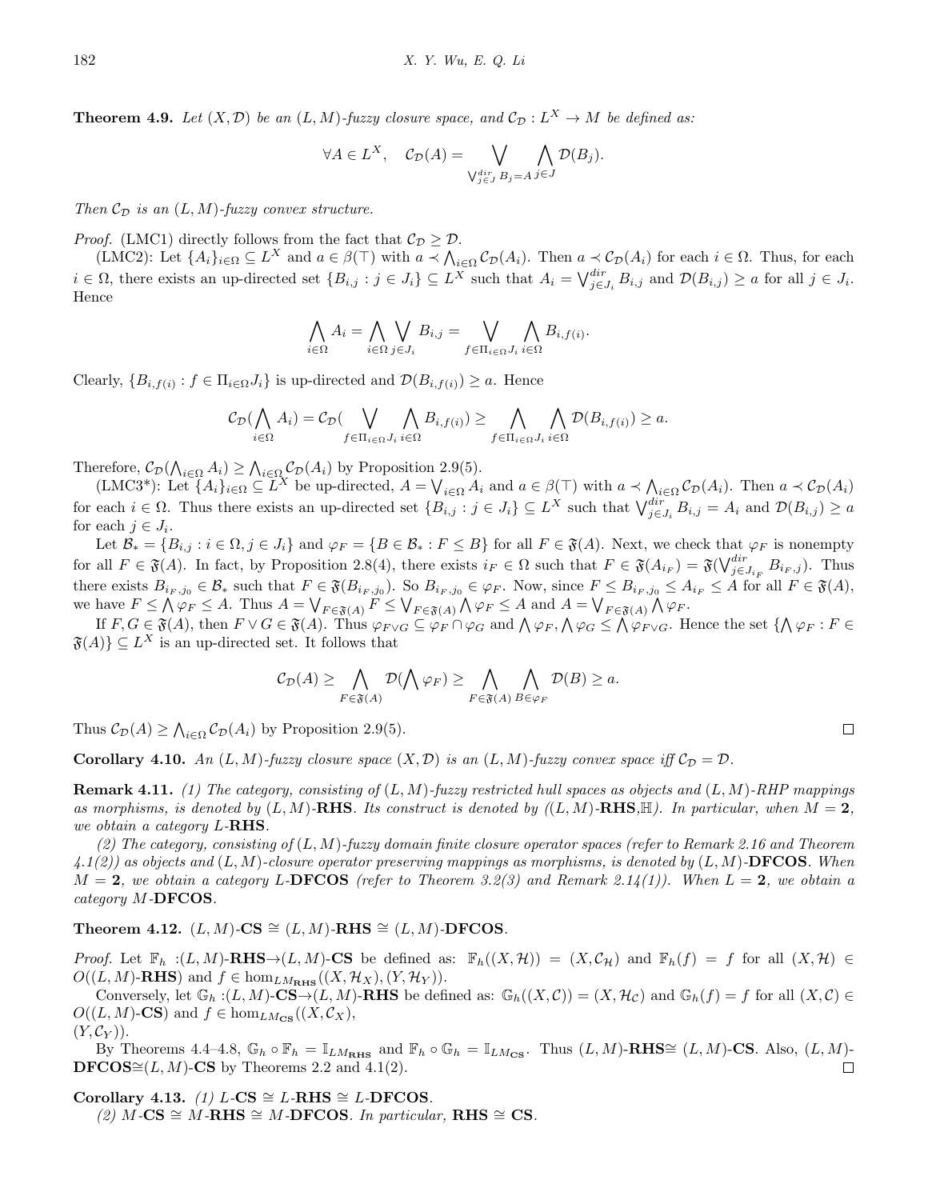**Theorem 4.9.** *Let $(X, \mathcal{D})$ be an $(L, M)$-fuzzy closure space, and $\mathcal{C}_{\mathcal{D}} : L^X \to M$ be defined as:*

$$\forall A \in L^X, \quad \mathcal{C}_{\mathcal{D}}(A) = \bigvee_{\bigvee_{j\in J}^{dir} B_j = A} \bigwedge_{j\in J} \mathcal{D}(B_j).$$

*Then $\mathcal{C}_{\mathcal{D}}$ is an $(L, M)$-fuzzy convex structure.*

*Proof.* (LMC1) directly follows from the fact that $\mathcal{C}_{\mathcal{D}} \geq \mathcal{D}$.

(LMC2): Let $\{A_i\}_{i\in\Omega} \subseteq L^X$ and $a \in \beta(\top)$ with $a \prec \bigwedge_{i\in\Omega} \mathcal{C}_{\mathcal{D}}(A_i)$. Then $a \prec \mathcal{C}_{\mathcal{D}}(A_i)$ for each $i \in \Omega$. Thus, for each $i \in \Omega$, there exists an up-directed set $\{B_{i,j} : j \in J_i\} \subseteq L^X$ such that $A_i = \bigvee_{j\in J_i}^{dir} B_{i,j}$ and $\mathcal{D}(B_{i,j}) \geq a$ for all $j \in J_i$. Hence

$$\bigwedge_{i\in\Omega} A_i = \bigwedge_{i\in\Omega} \bigvee_{j\in J_i} B_{i,j} = \bigvee_{f\in\Pi_{i\in\Omega} J_i} \bigwedge_{i\in\Omega} B_{i,f(i)}.$$

Clearly, $\{B_{i,f(i)} : f \in \Pi_{i\in\Omega} J_i\}$ is up-directed and $\mathcal{D}(B_{i,f(i)}) \geq a$. Hence

$$\mathcal{C}_{\mathcal{D}}(\bigwedge_{i\in\Omega} A_i) = \mathcal{C}_{\mathcal{D}}(\bigvee_{f\in\Pi_{i\in\Omega} J_i} \bigwedge_{i\in\Omega} B_{i,f(i)}) \geq \bigwedge_{f\in\Pi_{i\in\Omega} J_i} \bigwedge_{i\in\Omega} \mathcal{D}(B_{i,f(i)}) \geq a.$$

Therefore, $\mathcal{C}_{\mathcal{D}}(\bigwedge_{i\in\Omega} A_i) \geq \bigwedge_{i\in\Omega} \mathcal{C}_{\mathcal{D}}(A_i)$ by Proposition 2.9(5).

(LMC3*): Let $\{A_i\}_{i\in\Omega} \subseteq L^X$ be up-directed, $A = \bigvee_{i\in\Omega} A_i$ and $a \in \beta(\top)$ with $a \prec \bigwedge_{i\in\Omega} \mathcal{C}_{\mathcal{D}}(A_i)$. Then $a \prec \mathcal{C}_{\mathcal{D}}(A_i)$ for each $i \in \Omega$. Thus there exists an up-directed set $\{B_{i,j} : j \in J_i\} \subseteq L^X$ such that $\bigvee_{j\in J_i}^{dir} B_{i,j} = A_i$ and $\mathcal{D}(B_{i,j}) \geq a$ for each $j \in J_i$.

Let $\mathcal{B}_* = \{B_{i,j} : i \in \Omega, j \in J_i\}$ and $\varphi_F = \{B \in \mathcal{B}_* : F \leq B\}$ for all $F \in \mathfrak{F}(A)$. Next, we check that $\varphi_F$ is nonempty for all $F \in \mathfrak{F}(A)$. In fact, by Proposition 2.8(4), there exists $i_F \in \Omega$ such that $F \in \mathfrak{F}(A_{i_F}) = \mathfrak{F}(\bigvee_{j\in J_{i_F}}^{dir} B_{i_F,j})$. Thus there exists $B_{i_F,j_0} \in \mathcal{B}_*$ such that $F \in \mathfrak{F}(B_{i_F,j_0})$. So $B_{i_F,j_0} \in \varphi_F$. Now, since $F \leq B_{i_F,j_0} \leq A_{i_F} \leq A$ for all $F \in \mathfrak{F}(A)$, we have $F \leq \bigwedge \varphi_F \leq A$. Thus $A = \bigvee_{F\in\mathfrak{F}(A)} F \leq \bigvee_{F\in\mathfrak{F}(A)} \bigwedge \varphi_F \leq A$ and $A = \bigvee_{F\in\mathfrak{F}(A)} \bigwedge \varphi_F$.

If $F, G \in \mathfrak{F}(A)$, then $F \vee G \in \mathfrak{F}(A)$. Thus $\varphi_{F\vee G} \subseteq \varphi_F \cap \varphi_G$ and $\bigwedge \varphi_F, \bigwedge \varphi_G \leq \bigwedge \varphi_{F\vee G}$. Hence the set $\{\bigwedge \varphi_F : F \in \mathfrak{F}(A)\} \subseteq L^X$ is an up-directed set. It follows that

$$\mathcal{C}_{\mathcal{D}}(A) \geq \bigwedge_{F\in\mathfrak{F}(A)} \mathcal{D}(\bigwedge \varphi_F) \geq \bigwedge_{F\in\mathfrak{F}(A)} \bigwedge_{B\in\varphi_F} \mathcal{D}(B) \geq a.$$

Thus $\mathcal{C}_{\mathcal{D}}(A) \geq \bigwedge_{i\in\Omega} \mathcal{C}_{\mathcal{D}}(A_i)$ by Proposition 2.9(5). $\square$

**Corollary 4.10.** *An $(L, M)$-fuzzy closure space $(X, \mathcal{D})$ is an $(L, M)$-fuzzy convex space iff $\mathcal{C}_{\mathcal{D}} = \mathcal{D}$.*

**Remark 4.11.** *(1) The category, consisting of $(L, M)$-fuzzy restricted hull spaces as objects and $(L, M)$-RHP mappings as morphisms, is denoted by $(L, M)$-**RHS**. Its construct is denoted by $((L, M)$-**RHS**$,\mathbb{H})$. In particular, when $M = \mathbf{2}$, we obtain a category $L$-**RHS**.*

*(2) The category, consisting of $(L, M)$-fuzzy domain finite closure operator spaces (refer to Remark 2.16 and Theorem 4.1(2)) as objects and $(L, M)$-closure operator preserving mappings as morphisms, is denoted by $(L, M)$-**DFCOS**. When $M = \mathbf{2}$, we obtain a category $L$-**DFCOS** (refer to Theorem 3.2(3) and Remark 2.14(1)). When $L = \mathbf{2}$, we obtain a category $M$-**DFCOS**.*

**Theorem 4.12.** $(L, M)$-**CS** $\cong$ $(L, M)$-**RHS** $\cong$ $(L, M)$-**DFCOS**.

*Proof.* Let $\mathbb{F}_h : (L, M)$-**RHS**$\to(L, M)$-**CS** be defined as: $\mathbb{F}_h((X, \mathcal{H})) = (X, \mathcal{C}_{\mathcal{H}})$ and $\mathbb{F}_h(f) = f$ for all $(X, \mathcal{H}) \in O((L, M)$-**RHS**$)$ and $f \in \hom_{LM_{\mathbf{RHS}}}((X, \mathcal{H}_X), (Y, \mathcal{H}_Y))$.

Conversely, let $\mathbb{G}_h : (L, M)$-**CS**$\to(L, M)$-**RHS** be defined as: $\mathbb{G}_h((X, \mathcal{C})) = (X, \mathcal{H}_{\mathcal{C}})$ and $\mathbb{G}_h(f) = f$ for all $(X, \mathcal{C}) \in O((L, M)$-**CS**$)$ and $f \in \hom_{LM_{\mathbf{CS}}}((X, \mathcal{C}_X),$
$(Y, \mathcal{C}_Y))$.

By Theorems 4.4–4.8, $\mathbb{G}_h \circ \mathbb{F}_h = \mathbb{I}_{LM_{\mathbf{RHS}}}$ and $\mathbb{F}_h \circ \mathbb{G}_h = \mathbb{I}_{LM_{\mathbf{CS}}}$. Thus $(L, M)$-**RHS**$\cong$ $(L, M)$-**CS**. Also, $(L, M)$-**DFCOS**$\cong$$(L, M)$-**CS** by Theorems 2.2 and 4.1(2). $\square$

**Corollary 4.13.** *(1) $L$-**CS** $\cong$ $L$-**RHS** $\cong$ $L$-**DFCOS**.*

*(2) $M$-**CS** $\cong$ $M$-**RHS** $\cong$ $M$-**DFCOS**. In particular,* **RHS** $\cong$ **CS**.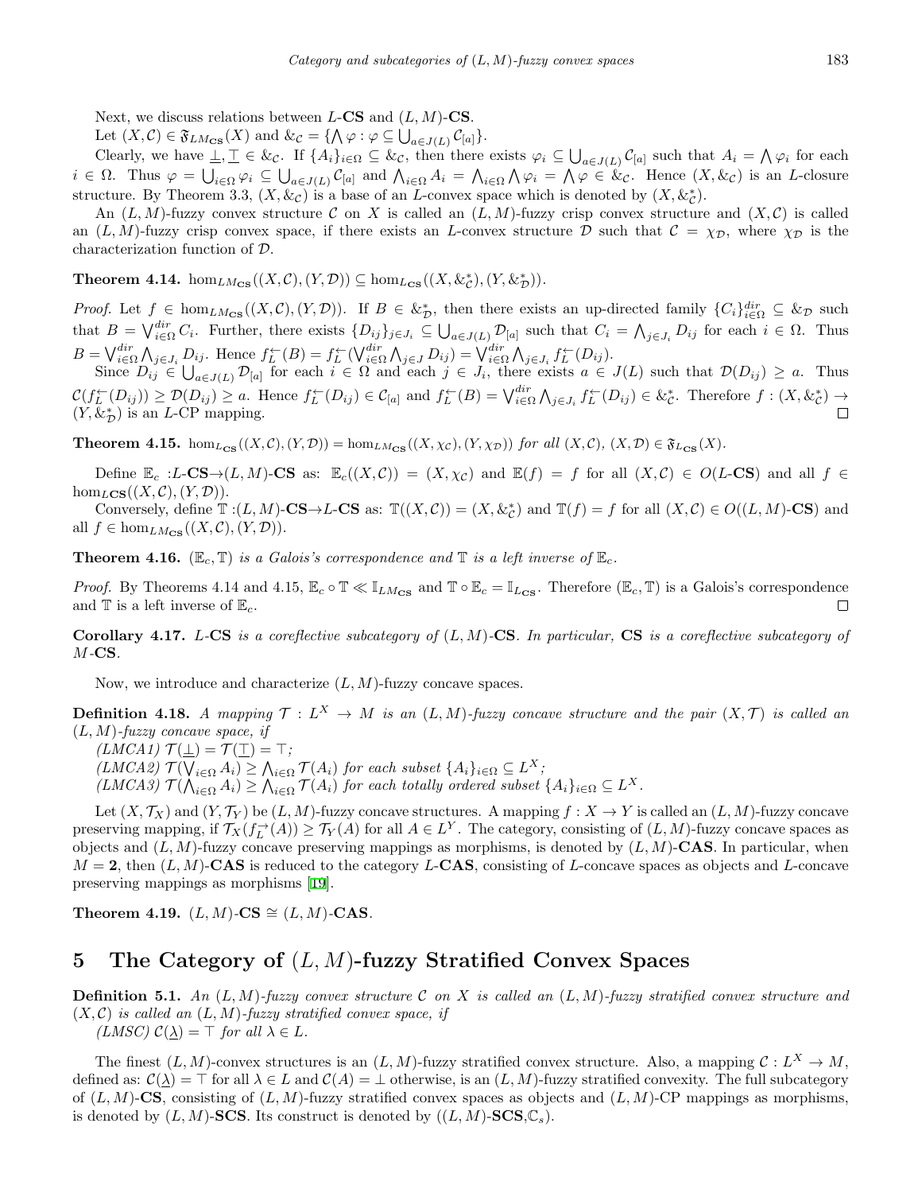Next, we discuss relations between $L$-**CS** and $(L, M)$-**CS**.

Let $(X, \mathcal{C}) \in \mathfrak{F}_{LM_{\mathbf{CS}}}(X)$ and $\&_{\mathcal{C}} = \{\bigwedge \varphi : \varphi \subseteq \bigcup_{a \in J(L)} \mathcal{C}_{[a]}\}$.

Clearly, we have $\underline{\perp}, \underline{\top} \in \&_{\mathcal{C}}$. If $\{A_i\}_{i\in\Omega} \subseteq \&_{\mathcal{C}}$, then there exists $\varphi_i \subseteq \bigcup_{a\in J(L)} \mathcal{C}_{[a]}$ such that $A_i = \bigwedge \varphi_i$ for each $i \in \Omega$. Thus $\varphi = \bigcup_{i\in\Omega} \varphi_i \subseteq \bigcup_{a\in J(L)} \mathcal{C}_{[a]}$ and $\bigwedge_{i\in\Omega} A_i = \bigwedge_{i\in\Omega} \bigwedge \varphi_i = \bigwedge \varphi \in \&_{\mathcal{C}}$. Hence $(X, \&_{\mathcal{C}})$ is an $L$-closure structure. By Theorem 3.3, $(X, \&_{\mathcal{C}})$ is a base of an $L$-convex space which is denoted by $(X, \&^*_{\mathcal{C}})$.

An $(L, M)$-fuzzy convex structure $\mathcal{C}$ on $X$ is called an $(L, M)$-fuzzy crisp convex structure and $(X, \mathcal{C})$ is called an $(L, M)$-fuzzy crisp convex space, if there exists an $L$-convex structure $\mathcal{D}$ such that $\mathcal{C} = \chi_{\mathcal{D}}$, where $\chi_{\mathcal{D}}$ is the characterization function of $\mathcal{D}$.

**Theorem 4.14.** $\hom_{LM_{\mathbf{CS}}}((X, \mathcal{C}), (Y, \mathcal{D})) \subseteq \hom_{L_{\mathbf{CS}}}((X, \&^*_{\mathcal{C}}), (Y, \&^*_{\mathcal{D}}))$.

*Proof.* Let $f \in \hom_{LM_{\mathbf{CS}}}((X, \mathcal{C}), (Y, \mathcal{D}))$. If $B \in \&^*_{\mathcal{D}}$, then there exists an up-directed family $\{C_i\}^{dir}_{i\in\Omega} \subseteq \&_{\mathcal{D}}$ such that $B = \bigvee^{dir}_{i\in\Omega} C_i$. Further, there exists $\{D_{ij}\}_{j\in J_i} \subseteq \bigcup_{a\in J(L)} \mathcal{D}_{[a]}$ such that $C_i = \bigwedge_{j\in J_i} D_{ij}$ for each $i \in \Omega$. Thus $B = \bigvee^{dir}_{i\in\Omega} \bigwedge_{j\in J_i} D_{ij}$. Hence $f^{\leftarrow}_L(B) = f^{\leftarrow}_L(\bigvee^{dir}_{i\in\Omega} \bigwedge_{j\in J} D_{ij}) = \bigvee^{dir}_{i\in\Omega} \bigwedge_{j\in J_i} f^{\leftarrow}_L(D_{ij})$.

Since $D_{ij} \in \bigcup_{a\in J(L)} \mathcal{D}_{[a]}$ for each $i \in \Omega$ and each $j \in J_i$, there exists $a \in J(L)$ such that $\mathcal{D}(D_{ij}) \geq a$. Thus $\mathcal{C}(f^{\leftarrow}_L(D_{ij})) \geq \mathcal{D}(D_{ij}) \geq a$. Hence $f^{\leftarrow}_L(D_{ij}) \in \mathcal{C}_{[a]}$ and $f^{\leftarrow}_L(B) = \bigvee^{dir}_{i\in\Omega} \bigwedge_{j\in J_i} f^{\leftarrow}_L(D_{ij}) \in \&^*_{\mathcal{C}}$. Therefore $f : (X, \&^*_{\mathcal{C}}) \to (Y, \&^*_{\mathcal{D}})$ is an $L$-CP mapping. $\square$

**Theorem 4.15.** $\hom_{L_{\mathbf{CS}}}((X, \mathcal{C}), (Y, \mathcal{D})) = \hom_{LM_{\mathbf{CS}}}((X, \chi_{\mathcal{C}}), (Y, \chi_{\mathcal{D}}))$ *for all* $(X, \mathcal{C})$, $(X, \mathcal{D}) \in \mathfrak{F}_{L_{\mathbf{CS}}}(X)$.

Define $\mathbb{E}_c$ :$L$-**CS**$\to$$(L, M)$-**CS** as: $\mathbb{E}_c((X, \mathcal{C})) = (X, \chi_{\mathcal{C}})$ and $\mathbb{E}(f) = f$ for all $(X, \mathcal{C}) \in O(L\text{-}\mathbf{CS})$ and all $f \in \hom_{L\mathbf{CS}}((X, \mathcal{C}), (Y, \mathcal{D}))$.

Conversely, define $\mathbb{T}$ :$(L, M)$-**CS**$\to$$L$-**CS** as: $\mathbb{T}((X, \mathcal{C})) = (X, \&^*_{\mathcal{C}})$ and $\mathbb{T}(f) = f$ for all $(X, \mathcal{C}) \in O((L, M)\text{-}\mathbf{CS})$ and all $f \in \hom_{LM_{\mathbf{CS}}}((X, \mathcal{C}), (Y, \mathcal{D}))$.

**Theorem 4.16.** $(\mathbb{E}_c, \mathbb{T})$ *is a Galois's correspondence and* $\mathbb{T}$ *is a left inverse of* $\mathbb{E}_c$.

*Proof.* By Theorems 4.14 and 4.15, $\mathbb{E}_c \circ \mathbb{T} \ll \mathbb{I}_{LM_{\mathbf{CS}}}$ and $\mathbb{T} \circ \mathbb{E}_c = \mathbb{I}_{L_{\mathbf{CS}}}$. Therefore $(\mathbb{E}_c, \mathbb{T})$ is a Galois's correspondence and $\mathbb{T}$ is a left inverse of $\mathbb{E}_c$. $\square$

**Corollary 4.17.** *$L$-**CS** is a coreflective subcategory of $(L, M)$-**CS**. In particular, **CS** is a coreflective subcategory of $M$-**CS**.*

Now, we introduce and characterize $(L, M)$-fuzzy concave spaces.

**Definition 4.18.** *A mapping $\mathcal{T} : L^X \to M$ is an $(L, M)$-fuzzy concave structure and the pair $(X, \mathcal{T})$ is called an $(L, M)$-fuzzy concave space, if*

*(LMCA1)* $\mathcal{T}(\underline{\perp}) = \mathcal{T}(\underline{\top}) = \top$;

*(LMCA2)* $\mathcal{T}(\bigvee_{i\in\Omega} A_i) \geq \bigwedge_{i\in\Omega} \mathcal{T}(A_i)$ *for each subset* $\{A_i\}_{i\in\Omega} \subseteq L^X$;

*(LMCA3)* $\mathcal{T}(\bigwedge_{i\in\Omega} A_i) \geq \bigwedge_{i\in\Omega} \mathcal{T}(A_i)$ *for each totally ordered subset* $\{A_i\}_{i\in\Omega} \subseteq L^X$.

Let $(X, \mathcal{T}_X)$ and $(Y, \mathcal{T}_Y)$ be $(L, M)$-fuzzy concave structures. A mapping $f : X \to Y$ is called an $(L, M)$-fuzzy concave preserving mapping, if $\mathcal{T}_X(f^{\rightarrow}_L(A)) \geq \mathcal{T}_Y(A)$ for all $A \in L^Y$. The category, consisting of $(L, M)$-fuzzy concave spaces as objects and $(L, M)$-fuzzy concave preserving mappings as morphisms, is denoted by $(L, M)$-**CAS**. In particular, when $M = \mathbf{2}$, then $(L, M)$-**CAS** is reduced to the category $L$-**CAS**, consisting of $L$-concave spaces as objects and $L$-concave preserving mappings as morphisms [19].

**Theorem 4.19.** $(L, M)$-**CS** $\cong$ $(L, M)$-**CAS**.

## 5 The Category of $(L, M)$-fuzzy Stratified Convex Spaces

**Definition 5.1.** *An $(L, M)$-fuzzy convex structure $\mathcal{C}$ on $X$ is called an $(L, M)$-fuzzy stratified convex structure and $(X, \mathcal{C})$ is called an $(L, M)$-fuzzy stratified convex space, if*

*(LMSC)* $\mathcal{C}(\underline{\lambda}) = \top$ *for all* $\lambda \in L$.

The finest $(L, M)$-convex structures is an $(L, M)$-fuzzy stratified convex structure. Also, a mapping $\mathcal{C} : L^X \to M$, defined as: $\mathcal{C}(\underline{\lambda}) = \top$ for all $\lambda \in L$ and $\mathcal{C}(A) = \perp$ otherwise, is an $(L, M)$-fuzzy stratified convexity. The full subcategory of $(L, M)$-**CS**, consisting of $(L, M)$-fuzzy stratified convex spaces as objects and $(L, M)$-CP mappings as morphisms, is denoted by $(L, M)$-**SCS**. Its construct is denoted by $((L, M)\text{-}\mathbf{SCS}, \mathbb{C}_s)$.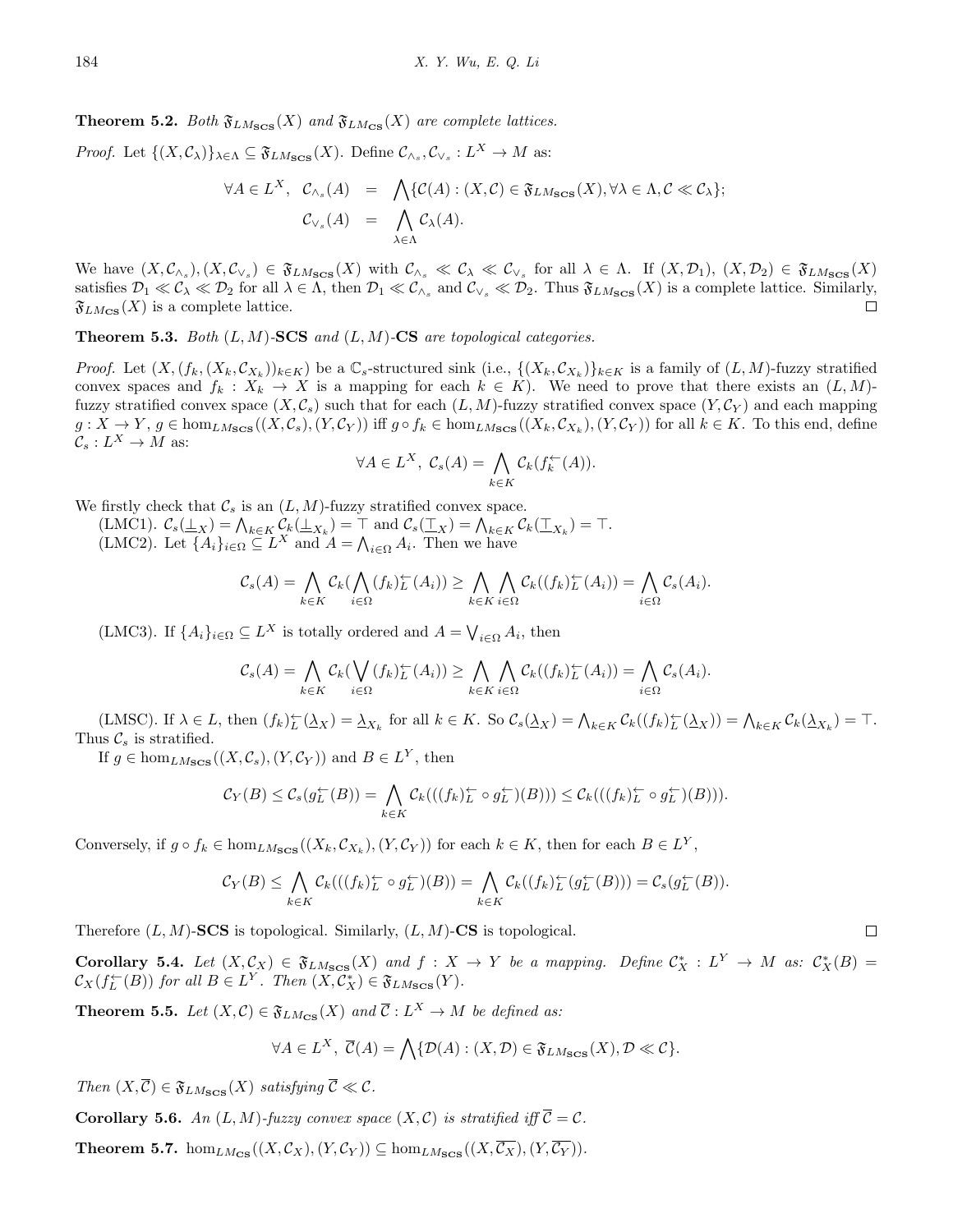**Theorem 5.2.** *Both $\mathfrak{F}_{LM_{\mathbf{SCS}}}(X)$ and $\mathfrak{F}_{LM_{\mathbf{CS}}}(X)$ are complete lattices.*

*Proof.* Let $\{(X,\mathcal{C}_\lambda)\}_{\lambda\in\Lambda} \subseteq \mathfrak{F}_{LM_{\mathbf{SCS}}}(X)$. Define $\mathcal{C}_{\wedge_s}, \mathcal{C}_{\vee_s} : L^X \to M$ as:

$$\forall A \in L^X,\ \ \mathcal{C}_{\wedge_s}(A) \ = \ \bigwedge\{\mathcal{C}(A) : (X,\mathcal{C}) \in \mathfrak{F}_{LM_{\mathbf{SCS}}}(X), \forall \lambda \in \Lambda, \mathcal{C} \ll \mathcal{C}_\lambda\};$$
$$\mathcal{C}_{\vee_s}(A) \ = \ \bigwedge_{\lambda\in\Lambda} \mathcal{C}_\lambda(A).$$

We have $(X,\mathcal{C}_{\wedge_s}), (X,\mathcal{C}_{\vee_s}) \in \mathfrak{F}_{LM_{\mathbf{SCS}}}(X)$ with $\mathcal{C}_{\wedge_s} \ll \mathcal{C}_\lambda \ll \mathcal{C}_{\vee_s}$ for all $\lambda \in \Lambda$. If $(X,\mathcal{D}_1)$, $(X,\mathcal{D}_2) \in \mathfrak{F}_{LM_{\mathbf{SCS}}}(X)$ satisfies $\mathcal{D}_1 \ll \mathcal{C}_\lambda \ll \mathcal{D}_2$ for all $\lambda \in \Lambda$, then $\mathcal{D}_1 \ll \mathcal{C}_{\wedge_s}$ and $\mathcal{C}_{\vee_s} \ll \mathcal{D}_2$. Thus $\mathfrak{F}_{LM_{\mathbf{SCS}}}(X)$ is a complete lattice. Similarly, $\mathfrak{F}_{LM_{\mathbf{CS}}}(X)$ is a complete lattice. □

**Theorem 5.3.** *Both $(L,M)$-**SCS** and $(L,M)$-**CS** are topological categories.*

*Proof.* Let $(X,(f_k,(X_k,\mathcal{C}_{X_k}))_{k\in K})$ be a $\mathbb{C}_s$-structured sink (i.e., $\{(X_k,\mathcal{C}_{X_k})\}_{k\in K}$ is a family of $(L,M)$-fuzzy stratified convex spaces and $f_k : X_k \to X$ is a mapping for each $k \in K$). We need to prove that there exists an $(L,M)$-fuzzy stratified convex space $(X,\mathcal{C}_s)$ such that for each $(L,M)$-fuzzy stratified convex space $(Y,\mathcal{C}_Y)$ and each mapping $g : X \to Y$, $g \in \hom_{LM_{\mathbf{SCS}}}((X,\mathcal{C}_s),(Y,\mathcal{C}_Y))$ iff $g \circ f_k \in \hom_{LM_{\mathbf{SCS}}}((X_k,\mathcal{C}_{X_k}),(Y,\mathcal{C}_Y))$ for all $k \in K$. To this end, define $\mathcal{C}_s : L^X \to M$ as:

$$\forall A \in L^X,\ \mathcal{C}_s(A) = \bigwedge_{k\in K} \mathcal{C}_k(f_k^{\leftarrow}(A)).$$

We firstly check that $\mathcal{C}_s$ is an $(L,M)$-fuzzy stratified convex space.

(LMC1). $\mathcal{C}_s(\underline{\bot}_X) = \bigwedge_{k\in K} \mathcal{C}_k(\underline{\bot}_{X_k}) = \top$ and $\mathcal{C}_s(\underline{\top}_X) = \bigwedge_{k\in K} \mathcal{C}_k(\underline{\top}_{X_k}) = \top$.

(LMC2). Let $\{A_i\}_{i\in\Omega} \subseteq L^X$ and $A = \bigwedge_{i\in\Omega} A_i$. Then we have

$$\mathcal{C}_s(A) = \bigwedge_{k\in K} \mathcal{C}_k(\bigwedge_{i\in\Omega} (f_k)_L^{\leftarrow}(A_i)) \geq \bigwedge_{k\in K}\bigwedge_{i\in\Omega} \mathcal{C}_k((f_k)_L^{\leftarrow}(A_i)) = \bigwedge_{i\in\Omega} \mathcal{C}_s(A_i).$$

(LMC3). If $\{A_i\}_{i\in\Omega} \subseteq L^X$ is totally ordered and $A = \bigvee_{i\in\Omega} A_i$, then

$$\mathcal{C}_s(A) = \bigwedge_{k\in K} \mathcal{C}_k(\bigvee_{i\in\Omega} (f_k)_L^{\leftarrow}(A_i)) \geq \bigwedge_{k\in K}\bigwedge_{i\in\Omega} \mathcal{C}_k((f_k)_L^{\leftarrow}(A_i)) = \bigwedge_{i\in\Omega} \mathcal{C}_s(A_i).$$

(LMSC). If $\lambda \in L$, then $(f_k)_L^{\leftarrow}(\underline{\lambda}_X) = \underline{\lambda}_{X_k}$ for all $k \in K$. So $\mathcal{C}_s(\underline{\lambda}_X) = \bigwedge_{k\in K} \mathcal{C}_k((f_k)_L^{\leftarrow}(\underline{\lambda}_X)) = \bigwedge_{k\in K} \mathcal{C}_k(\underline{\lambda}_{X_k}) = \top$. Thus $\mathcal{C}_s$ is stratified.

If $g \in \hom_{LM_{\mathbf{SCS}}}((X,\mathcal{C}_s),(Y,\mathcal{C}_Y))$ and $B \in L^Y$, then

$$\mathcal{C}_Y(B) \leq \mathcal{C}_s(g_L^{\leftarrow}(B)) = \bigwedge_{k\in K} \mathcal{C}_k(((f_k)_L^{\leftarrow} \circ g_L^{\leftarrow})(B))) \leq \mathcal{C}_k(((f_k)_L^{\leftarrow} \circ g_L^{\leftarrow})(B))).$$

Conversely, if $g \circ f_k \in \hom_{LM_{\mathbf{SCS}}}((X_k,\mathcal{C}_{X_k}),(Y,\mathcal{C}_Y))$ for each $k \in K$, then for each $B \in L^Y$,

$$\mathcal{C}_Y(B) \leq \bigwedge_{k\in K} \mathcal{C}_k(((f_k)_L^{\leftarrow} \circ g_L^{\leftarrow})(B)) = \bigwedge_{k\in K} \mathcal{C}_k((f_k)_L^{\leftarrow}(g_L^{\leftarrow}(B))) = \mathcal{C}_s(g_L^{\leftarrow}(B)).$$

Therefore $(L,M)$-**SCS** is topological. Similarly, $(L,M)$-**CS** is topological. □

**Corollary 5.4.** *Let $(X,\mathcal{C}_X) \in \mathfrak{F}_{LM_{\mathbf{SCS}}}(X)$ and $f : X \to Y$ be a mapping. Define $\mathcal{C}_X^* : L^Y \to M$ as: $\mathcal{C}_X^*(B) = \mathcal{C}_X(f_L^{\leftarrow}(B))$ for all $B \in L^Y$. Then $(X,\mathcal{C}_X^*) \in \mathfrak{F}_{LM_{\mathbf{SCS}}}(Y)$.*

**Theorem 5.5.** *Let $(X,\mathcal{C}) \in \mathfrak{F}_{LM_{\mathbf{CS}}}(X)$ and $\overline{\mathcal{C}} : L^X \to M$ be defined as:*

$$\forall A \in L^X,\ \overline{\mathcal{C}}(A) = \bigwedge\{\mathcal{D}(A) : (X,\mathcal{D}) \in \mathfrak{F}_{LM_{\mathbf{SCS}}}(X), \mathcal{D} \ll \mathcal{C}\}.$$

*Then $(X,\overline{\mathcal{C}}) \in \mathfrak{F}_{LM_{\mathbf{SCS}}}(X)$ satisfying $\overline{\mathcal{C}} \ll \mathcal{C}$.*

**Corollary 5.6.** *An $(L,M)$-fuzzy convex space $(X,\mathcal{C})$ is stratified iff $\overline{\mathcal{C}} = \mathcal{C}$.*

**Theorem 5.7.** $\hom_{LM_{\mathbf{CS}}}((X,\mathcal{C}_X),(Y,\mathcal{C}_Y)) \subseteq \hom_{LM_{\mathbf{SCS}}}((X,\overline{\mathcal{C}_X}),(Y,\overline{\mathcal{C}_Y}))$.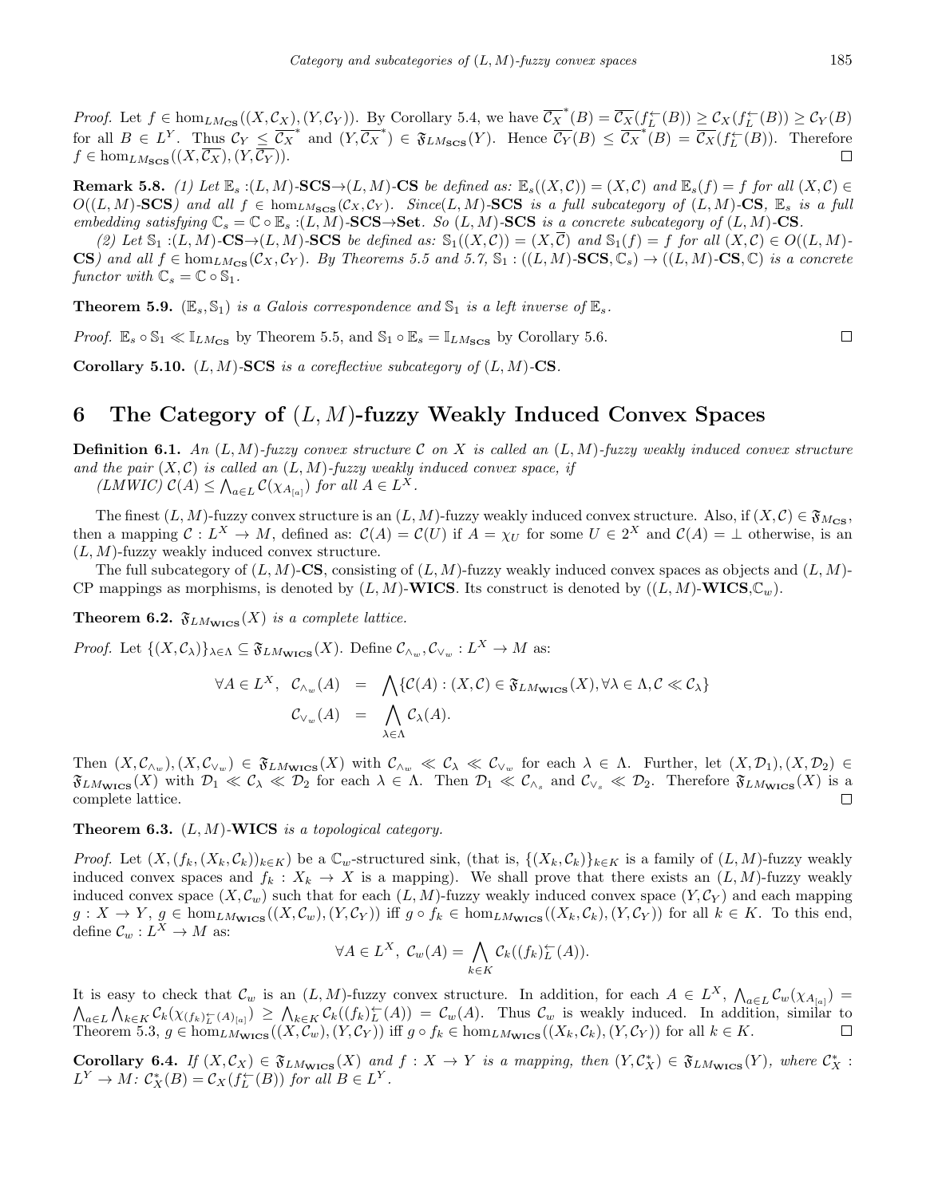*Proof.* Let $f \in \hom_{LM_{\mathbf{CS}}}((X, \mathcal{C}_X), (Y, \mathcal{C}_Y))$. By Corollary 5.4, we have $\overline{\mathcal{C}_X}^*(B) = \overline{\mathcal{C}_X}(f_L^{\leftarrow}(B)) \geq \mathcal{C}_X(f_L^{\leftarrow}(B)) \geq \mathcal{C}_Y(B)$ for all $B \in L^Y$. Thus $\mathcal{C}_Y \leq \overline{\mathcal{C}_X}^*$ and $(Y, \overline{\mathcal{C}_X}^*) \in \mathfrak{F}_{LM_{\mathbf{SCS}}}(Y)$. Hence $\overline{\mathcal{C}_Y}(B) \leq \overline{\mathcal{C}_X}^*(B) = \overline{\mathcal{C}_X}(f_L^{\leftarrow}(B))$. Therefore $f \in \hom_{LM_{\mathbf{SCS}}}((X, \overline{\mathcal{C}_X}), (Y, \overline{\mathcal{C}_Y}))$. □

**Remark 5.8.** *(1) Let $\mathbb{E}_s : (L, M)$-$\mathbf{SCS} \to (L, M)$-$\mathbf{CS}$ be defined as: $\mathbb{E}_s((X, \mathcal{C})) = (X, \mathcal{C})$ and $\mathbb{E}_s(f) = f$ for all $(X, \mathcal{C}) \in O((L, M)$-$\mathbf{SCS})$ and all $f \in \hom_{LM_{\mathbf{SCS}}}(\mathcal{C}_X, \mathcal{C}_Y)$. Since $(L, M)$-$\mathbf{SCS}$ is a full subcategory of $(L, M)$-$\mathbf{CS}$, $\mathbb{E}_s$ is a full embedding satisfying $\mathbb{C}_s = \mathbb{C} \circ \mathbb{E}_s : (L, M)$-$\mathbf{SCS} \to \mathbf{Set}$. So $(L, M)$-$\mathbf{SCS}$ is a concrete subcategory of $(L, M)$-$\mathbf{CS}$.*

*(2) Let $\mathbb{S}_1 : (L, M)$-$\mathbf{CS} \to (L, M)$-$\mathbf{SCS}$ be defined as: $\mathbb{S}_1((X, \mathcal{C})) = (X, \overline{\mathcal{C}})$ and $\mathbb{S}_1(f) = f$ for all $(X, \mathcal{C}) \in O((L, M)$-$\mathbf{CS})$ and all $f \in \hom_{LM_{\mathbf{CS}}}(\mathcal{C}_X, \mathcal{C}_Y)$. By Theorems 5.5 and 5.7, $\mathbb{S}_1 : ((L, M)$-$\mathbf{SCS}, \mathbb{C}_s) \to ((L, M)$-$\mathbf{CS}, \mathbb{C})$ is a concrete functor with $\mathbb{C}_s = \mathbb{C} \circ \mathbb{S}_1$.*

**Theorem 5.9.** *$(\mathbb{E}_s, \mathbb{S}_1)$ is a Galois correspondence and $\mathbb{S}_1$ is a left inverse of $\mathbb{E}_s$.*

*Proof.* $\mathbb{E}_s \circ \mathbb{S}_1 \ll \mathbb{I}_{LM_{\mathbf{CS}}}$ by Theorem 5.5, and $\mathbb{S}_1 \circ \mathbb{E}_s = \mathbb{I}_{LM_{\mathbf{SCS}}}$ by Corollary 5.6. □

**Corollary 5.10.** *$(L, M)$-$\mathbf{SCS}$ is a coreflective subcategory of $(L, M)$-$\mathbf{CS}$.*

# 6 The Category of $(L, M)$-fuzzy Weakly Induced Convex Spaces

**Definition 6.1.** *An $(L, M)$-fuzzy convex structure $\mathcal{C}$ on $X$ is called an $(L, M)$-fuzzy weakly induced convex structure and the pair $(X, \mathcal{C})$ is called an $(L, M)$-fuzzy weakly induced convex space, if*

*(LMWIC) $\mathcal{C}(A) \leq \bigwedge_{a \in L} \mathcal{C}(\chi_{A_{[a]}})$ for all $A \in L^X$.*

The finest $(L, M)$-fuzzy convex structure is an $(L, M)$-fuzzy weakly induced convex structure. Also, if $(X, \mathcal{C}) \in \mathfrak{F}_{M_{\mathbf{CS}}}$, then a mapping $\mathcal{C} : L^X \to M$, defined as: $\mathcal{C}(A) = \mathcal{C}(U)$ if $A = \chi_U$ for some $U \in 2^X$ and $\mathcal{C}(A) = \perp$ otherwise, is an $(L, M)$-fuzzy weakly induced convex structure.

The full subcategory of $(L, M)$-$\mathbf{CS}$, consisting of $(L, M)$-fuzzy weakly induced convex spaces as objects and $(L, M)$-CP mappings as morphisms, is denoted by $(L, M)$-$\mathbf{WICS}$. Its construct is denoted by $((L, M)$-$\mathbf{WICS}, \mathbb{C}_w)$.

**Theorem 6.2.** *$\mathfrak{F}_{LM_{\mathbf{WICS}}}(X)$ is a complete lattice.*

*Proof.* Let $\{(X, \mathcal{C}_\lambda)\}_{\lambda \in \Lambda} \subseteq \mathfrak{F}_{LM_{\mathbf{WICS}}}(X)$. Define $\mathcal{C}_{\wedge_w}, \mathcal{C}_{\vee_w} : L^X \to M$ as:

$$
\begin{aligned}
\forall A \in L^X, \quad \mathcal{C}_{\wedge_w}(A) &= \bigwedge \{\mathcal{C}(A) : (X, \mathcal{C}) \in \mathfrak{F}_{LM_{\mathbf{WICS}}}(X), \forall \lambda \in \Lambda, \mathcal{C} \ll \mathcal{C}_\lambda\} \\
\mathcal{C}_{\vee_w}(A) &= \bigwedge_{\lambda \in \Lambda} \mathcal{C}_\lambda(A).
\end{aligned}
$$

Then $(X, \mathcal{C}_{\wedge_w}), (X, \mathcal{C}_{\vee_w}) \in \mathfrak{F}_{LM_{\mathbf{WICS}}}(X)$ with $\mathcal{C}_{\wedge_w} \ll \mathcal{C}_\lambda \ll \mathcal{C}_{\vee_w}$ for each $\lambda \in \Lambda$. Further, let $(X, \mathcal{D}_1), (X, \mathcal{D}_2) \in \mathfrak{F}_{LM_{\mathbf{WICS}}}(X)$ with $\mathcal{D}_1 \ll \mathcal{C}_\lambda \ll \mathcal{D}_2$ for each $\lambda \in \Lambda$. Then $\mathcal{D}_1 \ll \mathcal{C}_{\wedge_s}$ and $\mathcal{C}_{\vee_s} \ll \mathcal{D}_2$. Therefore $\mathfrak{F}_{LM_{\mathbf{WICS}}}(X)$ is a complete lattice. □

**Theorem 6.3.** *$(L, M)$-$\mathbf{WICS}$ is a topological category.*

*Proof.* Let $(X, (f_k, (X_k, \mathcal{C}_k))_{k \in K})$ be a $\mathbb{C}_w$-structured sink, (that is, $\{(X_k, \mathcal{C}_k)\}_{k \in K}$ is a family of $(L, M)$-fuzzy weakly induced convex spaces and $f_k : X_k \to X$ is a mapping). We shall prove that there exists an $(L, M)$-fuzzy weakly induced convex space $(X, \mathcal{C}_w)$ such that for each $(L, M)$-fuzzy weakly induced convex space $(Y, \mathcal{C}_Y)$ and each mapping $g : X \to Y$, $g \in \hom_{LM_{\mathbf{WICS}}}((X, \mathcal{C}_w), (Y, \mathcal{C}_Y))$ iff $g \circ f_k \in \hom_{LM_{\mathbf{WICS}}}((X_k, \mathcal{C}_k), (Y, \mathcal{C}_Y))$ for all $k \in K$. To this end, define $\mathcal{C}_w : L^X \to M$ as:

$$
\forall A \in L^X, \; \mathcal{C}_w(A) = \bigwedge_{k \in K} \mathcal{C}_k((f_k)_L^{\leftarrow}(A)).
$$

It is easy to check that $\mathcal{C}_w$ is an $(L, M)$-fuzzy convex structure. In addition, for each $A \in L^X$, $\bigwedge_{a \in L} \mathcal{C}_w(\chi_{A_{[a]}}) = \bigwedge_{a \in L} \bigwedge_{k \in K} \mathcal{C}_k(\chi_{(f_k)_L^{\leftarrow}(A)_{[a]}}) \geq \bigwedge_{k \in K} \mathcal{C}_k((f_k)_L^{\leftarrow}(A)) = \mathcal{C}_w(A)$. Thus $\mathcal{C}_w$ is weakly induced. In addition, similar to Theorem 5.3, $g \in \hom_{LM_{\mathbf{WICS}}}((X, \mathcal{C}_w), (Y, \mathcal{C}_Y))$ iff $g \circ f_k \in \hom_{LM_{\mathbf{WICS}}}((X_k, \mathcal{C}_k), (Y, \mathcal{C}_Y))$ for all $k \in K$. □

**Corollary 6.4.** *If $(X, \mathcal{C}_X) \in \mathfrak{F}_{LM_{\mathbf{WICS}}}(X)$ and $f : X \to Y$ is a mapping, then $(Y, \mathcal{C}_X^*) \in \mathfrak{F}_{LM_{\mathbf{WICS}}}(Y)$, where $\mathcal{C}_X^* : L^Y \to M$: $\mathcal{C}_X^*(B) = \mathcal{C}_X(f_L^{\leftarrow}(B))$ for all $B \in L^Y$.*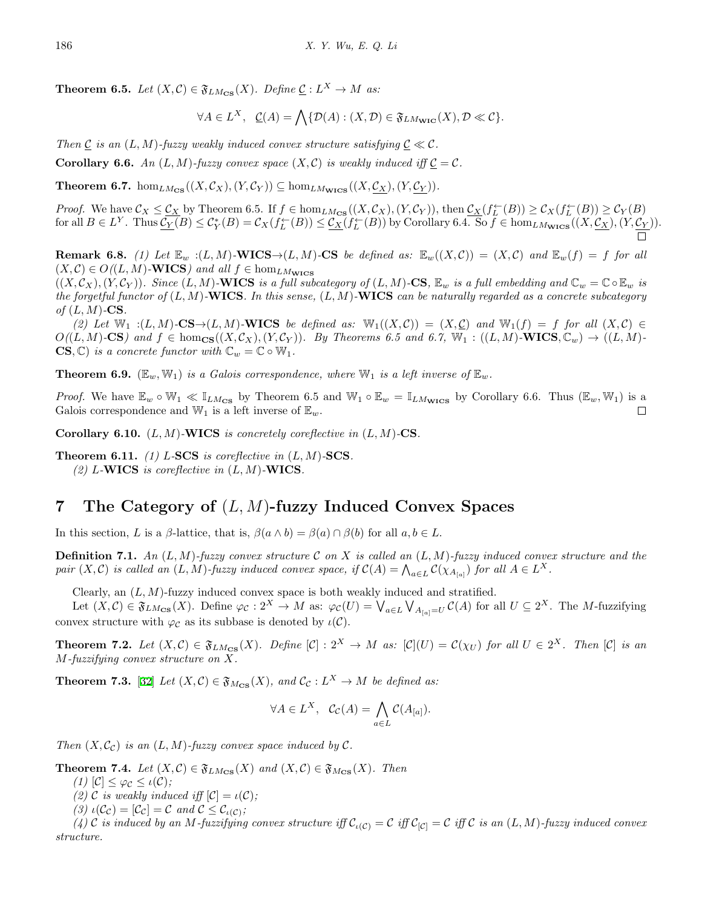**Theorem 6.5.** *Let $(X, \mathcal{C}) \in \mathfrak{F}_{LM_{\mathbf{CS}}}(X)$. Define $\underline{\mathcal{C}} : L^X \to M$ as:*

$$\forall A \in L^X, \quad \underline{\mathcal{C}}(A) = \bigwedge \{\mathcal{D}(A) : (X, \mathcal{D}) \in \mathfrak{F}_{LM_{\mathbf{WIC}}}(X), \mathcal{D} \ll \mathcal{C}\}.$$

*Then $\underline{\mathcal{C}}$ is an $(L, M)$-fuzzy weakly induced convex structure satisfying $\underline{\mathcal{C}} \ll \mathcal{C}$.*

**Corollary 6.6.** *An $(L, M)$-fuzzy convex space $(X, \mathcal{C})$ is weakly induced iff $\underline{\mathcal{C}} = \mathcal{C}$.*

**Theorem 6.7.** $\hom_{LM_{\mathbf{CS}}}((X, \mathcal{C}_X), (Y, \mathcal{C}_Y)) \subseteq \hom_{LM_{\mathbf{WICS}}}((X, \underline{\mathcal{C}_X}), (Y, \underline{\mathcal{C}_Y}))$.

*Proof.* We have $\mathcal{C}_X \leq \underline{\mathcal{C}_X}$ by Theorem 6.5. If $f \in \hom_{LM_{\mathbf{CS}}}((X, \mathcal{C}_X), (Y, \mathcal{C}_Y))$, then $\underline{\mathcal{C}_X}(f_L^{\leftarrow}(B)) \geq \mathcal{C}_X(f_L^{\leftarrow}(B)) \geq \mathcal{C}_Y(B)$ for all $B \in L^Y$. Thus $\underline{\mathcal{C}_Y}(B) \leq \mathcal{C}_Y^*(B) = \mathcal{C}_X(f_L^{\leftarrow}(B)) \leq \underline{\mathcal{C}_X}(f_L^{\leftarrow}(B))$ by Corollary 6.4. So $f \in \hom_{LM_{\mathbf{WICS}}}((X, \underline{\mathcal{C}_X}), (Y, \underline{\mathcal{C}_Y}))$. □

**Remark 6.8.** *(1) Let $\mathbb{E}_w : (L, M)$-**WICS**$\to(L, M)$-**CS** be defined as: $\mathbb{E}_w((X, \mathcal{C})) = (X, \mathcal{C})$ and $\mathbb{E}_w(f) = f$ for all $(X, \mathcal{C}) \in O((L, M)$-**WICS**$)$ and all $f \in \hom_{LM_{\mathbf{WICS}}}$ $((X, \mathcal{C}_X), (Y, \mathcal{C}_Y))$. Since $(L, M)$-**WICS** is a full subcategory of $(L, M)$-**CS**, $\mathbb{E}_w$ is a full embedding and $\mathbb{C}_w = \mathbb{C} \circ \mathbb{E}_w$ is the forgetful functor of $(L, M)$-**WICS**. In this sense, $(L, M)$-**WICS** can be naturally regarded as a concrete subcategory of $(L, M)$-**CS**.*

*(2) Let $\mathbb{W}_1 : (L, M)$-**CS**$\to(L, M)$-**WICS** be defined as: $\mathbb{W}_1((X, \mathcal{C})) = (X, \underline{\mathcal{C}})$ and $\mathbb{W}_1(f) = f$ for all $(X, \mathcal{C}) \in O((L, M)$-**CS**$)$ and $f \in \hom_{\mathbf{CS}}((X, \mathcal{C}_X), (Y, \mathcal{C}_Y))$. By Theorems 6.5 and 6.7, $\mathbb{W}_1 : ((L, M)$-**WICS**$, \mathbb{C}_w) \to ((L, M)$-**CS**$, \mathbb{C})$ is a concrete functor with $\mathbb{C}_w = \mathbb{C} \circ \mathbb{W}_1$.*

**Theorem 6.9.** $(\mathbb{E}_w, \mathbb{W}_1)$ *is a Galois correspondence, where $\mathbb{W}_1$ is a left inverse of $\mathbb{E}_w$.*

*Proof.* We have $\mathbb{E}_w \circ \mathbb{W}_1 \ll \mathbb{I}_{LM_{\mathbf{CS}}}$ by Theorem 6.5 and $\mathbb{W}_1 \circ \mathbb{E}_w = \mathbb{I}_{LM_{\mathbf{WICS}}}$ by Corollary 6.6. Thus $(\mathbb{E}_w, \mathbb{W}_1)$ is a Galois correspondence and $\mathbb{W}_1$ is a left inverse of $\mathbb{E}_w$. □

**Corollary 6.10.** *$(L, M)$-**WICS** is concretely coreflective in $(L, M)$-**CS**.*

**Theorem 6.11.** *(1) $L$-**SCS** is coreflective in $(L, M)$-**SCS**.*

*(2) $L$-**WICS** is coreflective in $(L, M)$-**WICS**.*

## 7 The Category of $(L, M)$-fuzzy Induced Convex Spaces

In this section, $L$ is a $\beta$-lattice, that is, $\beta(a \wedge b) = \beta(a) \cap \beta(b)$ for all $a, b \in L$.

**Definition 7.1.** *An $(L, M)$-fuzzy convex structure $\mathcal{C}$ on $X$ is called an $(L, M)$-fuzzy induced convex structure and the pair $(X, \mathcal{C})$ is called an $(L, M)$-fuzzy induced convex space, if $\mathcal{C}(A) = \bigwedge_{a \in L} \mathcal{C}(\chi_{A_{[a]}})$ for all $A \in L^X$.*

Clearly, an $(L, M)$-fuzzy induced convex space is both weakly induced and stratified.

Let $(X, \mathcal{C}) \in \mathfrak{F}_{LM_{\mathbf{CS}}}(X)$. Define $\varphi_{\mathcal{C}} : 2^X \to M$ as: $\varphi_{\mathcal{C}}(U) = \bigvee_{a \in L} \bigvee_{A_{[a]} = U} \mathcal{C}(A)$ for all $U \subseteq 2^X$. The $M$-fuzzifying convex structure with $\varphi_{\mathcal{C}}$ as its subbase is denoted by $\iota(\mathcal{C})$.

**Theorem 7.2.** *Let $(X, \mathcal{C}) \in \mathfrak{F}_{LM_{\mathbf{CS}}}(X)$. Define $[\mathcal{C}] : 2^X \to M$ as: $[\mathcal{C}](U) = \mathcal{C}(\chi_U)$ for all $U \in 2^X$. Then $[\mathcal{C}]$ is an $M$-fuzzifying convex structure on $X$.*

**Theorem 7.3.** [32] *Let $(X, \mathcal{C}) \in \mathfrak{F}_{M_{\mathbf{CS}}}(X)$, and $\mathcal{C}_{\mathcal{C}} : L^X \to M$ be defined as:*

$$\forall A \in L^X, \quad \mathcal{C}_{\mathcal{C}}(A) = \bigwedge_{a \in L} \mathcal{C}(A_{[a]}).$$

*Then $(X, \mathcal{C}_{\mathcal{C}})$ is an $(L, M)$-fuzzy convex space induced by $\mathcal{C}$.*

**Theorem 7.4.** *Let $(X, \mathcal{C}) \in \mathfrak{F}_{LM_{\mathbf{CS}}}(X)$ and $(X, \mathcal{C}) \in \mathfrak{F}_{M_{\mathbf{CS}}}(X)$. Then*

*(1) $[\mathcal{C}] \leq \varphi_{\mathcal{C}} \leq \iota(\mathcal{C})$;*

*(2) $\mathcal{C}$ is weakly induced iff $[\mathcal{C}] = \iota(\mathcal{C})$;*

*(3) $\iota(\mathcal{C}_{\mathcal{C}}) = [\mathcal{C}_{\mathcal{C}}] = \mathcal{C}$ and $\mathcal{C} \leq \mathcal{C}_{\iota(\mathcal{C})}$;*

*(4) $\mathcal{C}$ is induced by an $M$-fuzzifying convex structure iff $\mathcal{C}_{\iota(\mathcal{C})} = \mathcal{C}$ iff $\mathcal{C}_{[\mathcal{C}]} = \mathcal{C}$ iff $\mathcal{C}$ is an $(L, M)$-fuzzy induced convex structure.*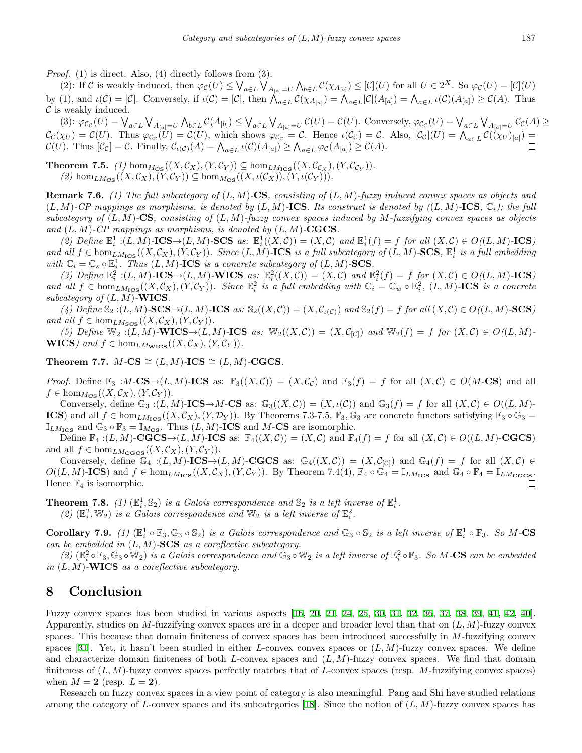*Proof.* (1) is direct. Also, (4) directly follows from (3).

(2): If $\mathcal{C}$ is weakly induced, then $\varphi_{\mathcal{C}}(U) \leq \bigvee_{a\in L}\bigvee_{A_{[a]}=U}\bigwedge_{b\in L}\mathcal{C}(\chi_{A_{[b]}}) \leq [\mathcal{C}](U)$ for all $U \in 2^X$. So $\varphi_{\mathcal{C}}(U) = [\mathcal{C}](U)$ by (1), and $\iota(\mathcal{C}) = [\mathcal{C}]$. Conversely, if $\iota(\mathcal{C}) = [\mathcal{C}]$, then $\bigwedge_{a\in L}\mathcal{C}(\chi_{A_{[a]}}) = \bigwedge_{a\in L}[\mathcal{C}](A_{[a]}) = \bigwedge_{a\in L}\iota(\mathcal{C})(A_{[a]}) \geq \mathcal{C}(A)$. Thus $\mathcal{C}$ is weakly induced.

(3): $\varphi_{\mathcal{C}_{\mathcal{C}}}(U) = \bigvee_{a\in L}\bigvee_{A_{[a]}=U}\bigwedge_{b\in L}\mathcal{C}(A_{[b]}) \leq \bigvee_{a\in L}\bigvee_{A_{[a]}=U}\mathcal{C}(U) = \mathcal{C}(U)$. Conversely, $\varphi_{\mathcal{C}_{\mathcal{C}}}(U) = \bigvee_{a\in L}\bigvee_{A_{[a]}=U}\mathcal{C}_{\mathcal{C}}(A) \geq \mathcal{C}_{\mathcal{C}}(\chi_U) = \mathcal{C}(U)$. Thus $\varphi_{\mathcal{C}_{\mathcal{C}}}(U) = \mathcal{C}(U)$, which shows $\varphi_{\mathcal{C}_{\mathcal{C}}} = \mathcal{C}$. Hence $\iota(\mathcal{C}_{\mathcal{C}}) = \mathcal{C}$. Also, $[\mathcal{C}_{\mathcal{C}}](U) = \bigwedge_{a\in L}\mathcal{C}((\chi_U)_{[a]}) = \mathcal{C}(U)$. Thus $[\mathcal{C}_{\mathcal{C}}] = \mathcal{C}$. Finally, $\mathcal{C}_{\iota(\mathcal{C})}(A) = \bigwedge_{a\in L}\iota(\mathcal{C})(A_{[a]}) \geq \bigwedge_{a\in L}\varphi_{\mathcal{C}}(A_{[a]}) \geq \mathcal{C}(A)$. □

**Theorem 7.5.** *(1)* $\hom_{M_{\mathbf{CS}}}((X,\mathcal{C}_X),(Y,\mathcal{C}_Y)) \subseteq \hom_{LM_{\mathbf{ICS}}}((X,\mathcal{C}_{\mathcal{C}_X}),(Y,\mathcal{C}_{\mathcal{C}_Y}))$.

*(2)* $\hom_{LM_{\mathbf{CS}}}((X,\mathcal{C}_X),(Y,\mathcal{C}_Y)) \subseteq \hom_{M_{\mathbf{CS}}}((X,\iota(\mathcal{C}_X)),(Y,\iota(\mathcal{C}_Y)))$.

**Remark 7.6.** *(1) The full subcategory of $(L,M)$-**CS**, consisting of $(L,M)$-fuzzy induced convex spaces as objects and $(L,M)$-CP mappings as morphisms, is denoted by $(L,M)$-**ICS**. Its construct is denoted by $((L,M)$-**ICS**, $\mathbb{C}_i)$; the full subcategory of $(L,M)$-**CS**, consisting of $(L,M)$-fuzzy convex spaces induced by $M$-fuzzifying convex spaces as objects and $(L,M)$-CP mappings as morphisms, is denoted by $(L,M)$-**CGCS**.*

*(2) Define $\mathbb{E}_i^1 : (L,M)$-**ICS**$\to(L,M)$-**SCS** as: $\mathbb{E}_i^1((X,\mathcal{C})) = (X,\mathcal{C})$ and $\mathbb{E}_i^1(f) = f$ for all $(X,\mathcal{C}) \in O((L,M)$-**ICS**$)$ and all $f \in \hom_{LM_{\mathbf{ICS}}}((X,\mathcal{C}_X),(Y,\mathcal{C}_Y))$. Since $(L,M)$-**ICS** is a full subcategory of $(L,M)$-**SCS**, $\mathbb{E}_i^1$ is a full embedding with $\mathbb{C}_i = \mathbb{C}_s \circ \mathbb{E}_i^1$. Thus $(L,M)$-**ICS** is a concrete subcategory of $(L,M)$-**SCS**.*

*(3) Define $\mathbb{E}_i^2 : (L,M)$-**ICS**$\to(L,M)$-**WICS** as: $\mathbb{E}_i^2((X,\mathcal{C})) = (X,\mathcal{C})$ and $\mathbb{E}_i^2(f) = f$ for $(X,\mathcal{C}) \in O((L,M)$-**ICS**$)$ and all $f \in \hom_{LM_{\mathbf{ICS}}}((X,\mathcal{C}_X),(Y,\mathcal{C}_Y))$. Since $\mathbb{E}_i^2$ is a full embedding with $\mathbb{C}_i = \mathbb{C}_w \circ \mathbb{E}_i^2$, $(L,M)$-**ICS** is a concrete subcategory of $(L,M)$-**WICS**.*

*(4) Define $\mathbb{S}_2 : (L,M)$-**SCS**$\to(L,M)$-**ICS** as: $\mathbb{S}_2((X,\mathcal{C})) = (X,\mathcal{C}_{\iota(\mathcal{C})})$ and $\mathbb{S}_2(f) = f$ for all $(X,\mathcal{C}) \in O((L,M)$-**SCS**$)$ and all $f \in \hom_{LM_{\mathbf{SCS}}}((X,\mathcal{C}_X),(Y,\mathcal{C}_Y))$.*

*(5) Define $\mathbb{W}_2 : (L,M)$-**WICS**$\to(L,M)$-**ICS** as: $\mathbb{W}_2((X,\mathcal{C})) = (X,\mathcal{C}_{[\mathcal{C}]})$ and $\mathbb{W}_2(f) = f$ for $(X,\mathcal{C}) \in O((L,M)$-**WICS**$)$ and $f \in \hom_{LM_{\mathbf{WICS}}}((X,\mathcal{C}_X),(Y,\mathcal{C}_Y))$.*

**Theorem 7.7.** $M$-**CS** $\cong (L,M)$-**ICS** $\cong (L,M)$-**CGCS**.

*Proof.* Define $\mathbb{F}_3 : M$-**CS**$\to(L,M)$-**ICS** as: $\mathbb{F}_3((X,\mathcal{C})) = (X,\mathcal{C}_{\mathcal{C}})$ and $\mathbb{F}_3(f) = f$ for all $(X,\mathcal{C}) \in O(M$-**CS**$)$ and all $f \in \hom_{M_{\mathbf{CS}}}((X,\mathcal{C}_X),(Y,\mathcal{C}_Y))$.

Conversely, define $\mathbb{G}_3 : (L,M)$-**ICS**$\to M$-**CS** as: $\mathbb{G}_3((X,\mathcal{C})) = (X,\iota(\mathcal{C}))$ and $\mathbb{G}_3(f) = f$ for all $(X,\mathcal{C}) \in O((L,M)$-**ICS**$)$ and all $f \in \hom_{LM_{\mathbf{ICS}}}((X,\mathcal{C}_X),(Y,\mathcal{D}_Y))$. By Theorems 7.3-7.5, $\mathbb{F}_3, \mathbb{G}_3$ are concrete functors satisfying $\mathbb{F}_3 \circ \mathbb{G}_3 = \mathbb{I}_{LM_{\mathbf{ICS}}}$ and $\mathbb{G}_3 \circ \mathbb{F}_3 = \mathbb{I}_{M_{\mathbf{CS}}}$. Thus $(L,M)$-**ICS** and $M$-**CS** are isomorphic.

Define $\mathbb{F}_4 : (L,M)$-**CGCS**$\to(L,M)$-**ICS** as: $\mathbb{F}_4((X,\mathcal{C})) = (X,\mathcal{C})$ and $\mathbb{F}_4(f) = f$ for all $(X,\mathcal{C}) \in O((L,M)$-**CGCS**$)$ and all $f \in \hom_{LM_{\mathbf{CGCS}}}((X,\mathcal{C}_X),(Y,\mathcal{C}_Y))$.

Conversely, define $\mathbb{G}_4 : (L,M)$-**ICS**$\to(L,M)$-**CGCS** as: $\mathbb{G}_4((X,\mathcal{C})) = (X,\mathcal{C}_{[\mathcal{C}]})$ and $\mathbb{G}_4(f) = f$ for all $(X,\mathcal{C}) \in O((L,M)$-**ICS**$)$ and $f \in \hom_{LM_{\mathbf{ICS}}}((X,\mathcal{C}_X),(Y,\mathcal{C}_Y))$. By Theorem 7.4(4), $\mathbb{F}_4 \circ \mathbb{G}_4 = \mathbb{I}_{LM_{\mathbf{ICS}}}$ and $\mathbb{G}_4 \circ \mathbb{F}_4 = \mathbb{I}_{LM_{\mathbf{CGCS}}}$. Hence $\mathbb{F}_4$ is isomorphic. □

**Theorem 7.8.** *(1) $(\mathbb{E}_i^1, \mathbb{S}_2)$ is a Galois correspondence and $\mathbb{S}_2$ is a left inverse of $\mathbb{E}_i^1$.*

*(2) $(\mathbb{E}_i^2, \mathbb{W}_2)$ is a Galois correspondence and $\mathbb{W}_2$ is a left inverse of $\mathbb{E}_i^2$.*

**Corollary 7.9.** *(1) $(\mathbb{E}_i^1 \circ \mathbb{F}_3, \mathbb{G}_3 \circ \mathbb{S}_2)$ is a Galois correspondence and $\mathbb{G}_3 \circ \mathbb{S}_2$ is a left inverse of $\mathbb{E}_i^1 \circ \mathbb{F}_3$. So $M$-**CS** can be embedded in $(L,M)$-**SCS** as a coreflective subcategory.*

*(2) $(\mathbb{E}_i^2 \circ \mathbb{F}_3, \mathbb{G}_3 \circ \mathbb{W}_2)$ is a Galois correspondence and $\mathbb{G}_3 \circ \mathbb{W}_2$ is a left inverse of $\mathbb{E}_i^2 \circ \mathbb{F}_3$. So $M$-**CS** can be embedded in $(L,M)$-**WICS** as a coreflective subcategory.*

## 8 Conclusion

Fuzzy convex spaces has been studied in various aspects [16, 20, 21, 24, 25, 30, 31, 32, 36, 37, 38, 39, 41, 42, 40]. Apparently, studies on $M$-fuzzifying convex spaces are in a deeper and broader level than that on $(L,M)$-fuzzy convex spaces. This because that domain finiteness of convex spaces has been introduced successfully in $M$-fuzzifying convex spaces [31]. Yet, it hasn't been studied in either $L$-convex convex spaces or $(L,M)$-fuzzy convex spaces. We define and characterize domain finiteness of both $L$-convex spaces and $(L,M)$-fuzzy convex spaces. We find that domain finiteness of $(L,M)$-fuzzy convex spaces perfectly matches that of $L$-convex spaces (resp. $M$-fuzzifying convex spaces) when $M = \mathbf{2}$ (resp. $L = \mathbf{2}$).

Research on fuzzy convex spaces in a view point of category is also meaningful. Pang and Shi have studied relations among the category of $L$-convex spaces and its subcategories [18]. Since the notion of $(L,M)$-fuzzy convex spaces has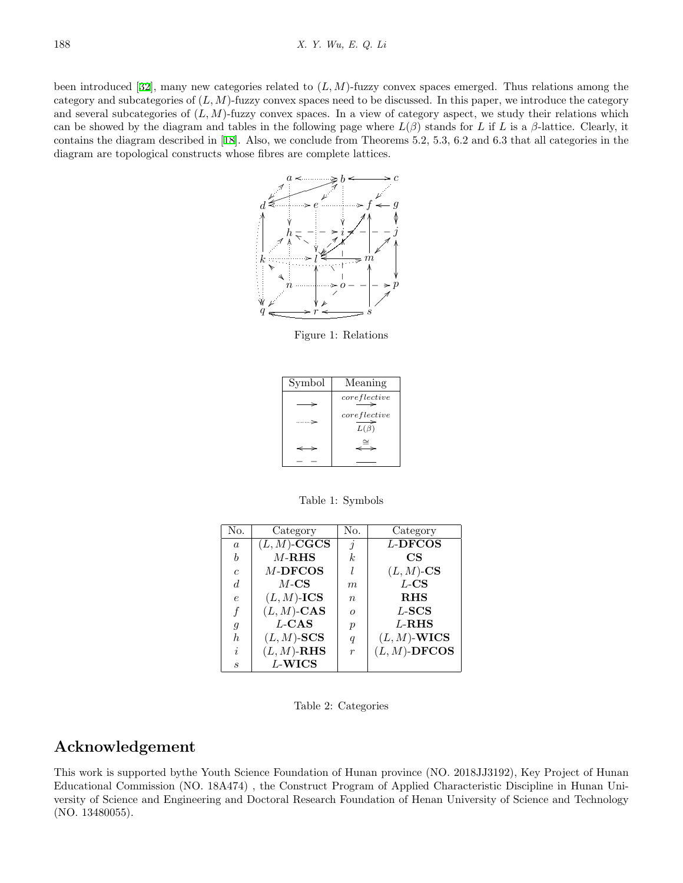been introduced [32], many new categories related to $(L, M)$-fuzzy convex spaces emerged. Thus relations among the category and subcategories of $(L, M)$-fuzzy convex spaces need to be discussed. In this paper, we introduce the category and several subcategories of $(L, M)$-fuzzy convex spaces. In a view of category aspect, we study their relations which can be showed by the diagram and tables in the following page where $L(\beta)$ stands for $L$ if $L$ is a $\beta$-lattice. Clearly, it contains the diagram described in [18]. Also, we conclude from Theorems 5.2, 5.3, 6.2 and 6.3 that all categories in the diagram are topological constructs whose fibres are complete lattices.

a b c d e f g h i j k l m n o p q r s

Figure 1: Relations

| Symbol | Meaning |
|---|---|
| $\longrightarrow$ | $\xrightarrow{coreflective}$ |
| $\cdots\cdots>$ | $\xrightarrow[L(\beta)]{coreflective}$ |
| $\longleftrightarrow$ | $\xleftrightarrow{\cong}$ |
| $- \ -$ | $\_\_\_\_$ |

Table 1: Symbols

| No. | Category | No. | Category |
|---|---|---|---|
| $a$ | $(L, M)$-**CGCS** | $j$ | $L$-**DFCOS** |
| $b$ | $M$-**RHS** | $k$ | **CS** |
| $c$ | $M$-**DFCOS** | $l$ | $(L, M)$-**CS** |
| $d$ | $M$-**CS** | $m$ | $L$-**CS** |
| $e$ | $(L, M)$-**ICS** | $n$ | **RHS** |
| $f$ | $(L, M)$-**CAS** | $o$ | $L$-**SCS** |
| $g$ | $L$-**CAS** | $p$ | $L$-**RHS** |
| $h$ | $(L, M)$-**SCS** | $q$ | $(L, M)$-**WICS** |
| $i$ | $(L, M)$-**RHS** | $r$ | $(L, M)$-**DFCOS** |
| $s$ | $L$-**WICS** | | |

Table 2: Categories

## Acknowledgement

This work is supported bythe Youth Science Foundation of Hunan province (NO. 2018JJ3192), Key Project of Hunan Educational Commission (NO. 18A474) , the Construct Program of Applied Characteristic Discipline in Hunan University of Science and Engineering and Doctoral Research Foundation of Henan University of Science and Technology (NO. 13480055).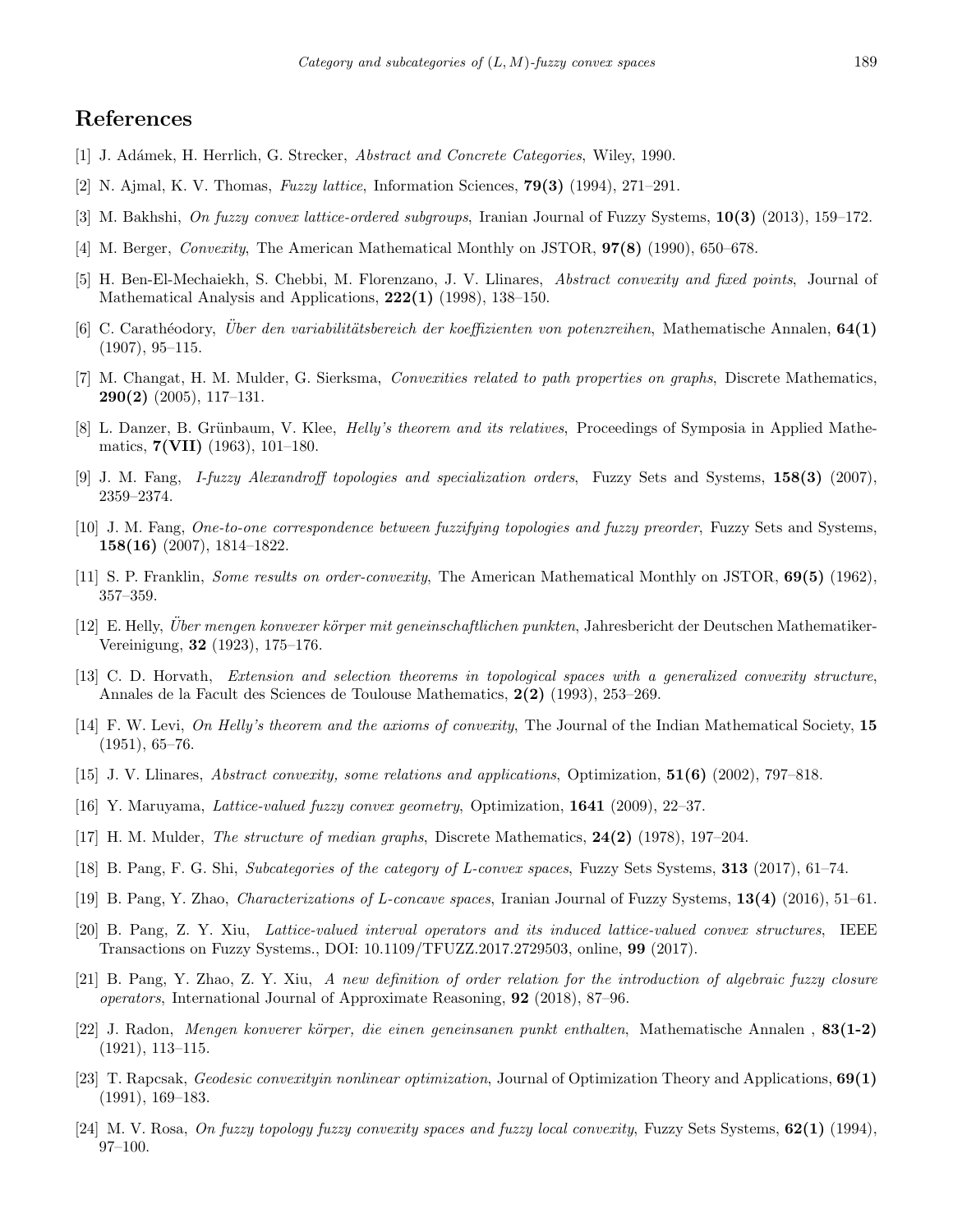## References

[1] J. Adámek, H. Herrlich, G. Strecker, *Abstract and Concrete Categories*, Wiley, 1990.

[2] N. Ajmal, K. V. Thomas, *Fuzzy lattice*, Information Sciences, **79(3)** (1994), 271–291.

[3] M. Bakhshi, *On fuzzy convex lattice-ordered subgroups*, Iranian Journal of Fuzzy Systems, **10(3)** (2013), 159–172.

[4] M. Berger, *Convexity*, The American Mathematical Monthly on JSTOR, **97(8)** (1990), 650–678.

[5] H. Ben-El-Mechaiekh, S. Chebbi, M. Florenzano, J. V. Llinares, *Abstract convexity and fixed points*, Journal of Mathematical Analysis and Applications, **222(1)** (1998), 138–150.

[6] C. Carathéodory, *Über den variabilitätsbereich der koeffizienten von potenzreihen*, Mathematische Annalen, **64(1)** (1907), 95–115.

[7] M. Changat, H. M. Mulder, G. Sierksma, *Convexities related to path properties on graphs*, Discrete Mathematics, **290(2)** (2005), 117–131.

[8] L. Danzer, B. Grünbaum, V. Klee, *Helly's theorem and its relatives*, Proceedings of Symposia in Applied Mathematics, **7(VII)** (1963), 101–180.

[9] J. M. Fang, *I-fuzzy Alexandroff topologies and specialization orders*, Fuzzy Sets and Systems, **158(3)** (2007), 2359–2374.

[10] J. M. Fang, *One-to-one correspondence between fuzzifying topologies and fuzzy preorder*, Fuzzy Sets and Systems, **158(16)** (2007), 1814–1822.

[11] S. P. Franklin, *Some results on order-convexity*, The American Mathematical Monthly on JSTOR, **69(5)** (1962), 357–359.

[12] E. Helly, *Über mengen konvexer körper mit geneinschaftlichen punkten*, Jahresbericht der Deutschen Mathematiker-Vereinigung, **32** (1923), 175–176.

[13] C. D. Horvath, *Extension and selection theorems in topological spaces with a generalized convexity structure*, Annales de la Facult des Sciences de Toulouse Mathematics, **2(2)** (1993), 253–269.

[14] F. W. Levi, *On Helly's theorem and the axioms of convexity*, The Journal of the Indian Mathematical Society, **15** (1951), 65–76.

[15] J. V. Llinares, *Abstract convexity, some relations and applications*, Optimization, **51(6)** (2002), 797–818.

[16] Y. Maruyama, *Lattice-valued fuzzy convex geometry*, Optimization, **1641** (2009), 22–37.

[17] H. M. Mulder, *The structure of median graphs*, Discrete Mathematics, **24(2)** (1978), 197–204.

[18] B. Pang, F. G. Shi, *Subcategories of the category of L-convex spaces*, Fuzzy Sets Systems, **313** (2017), 61–74.

[19] B. Pang, Y. Zhao, *Characterizations of L-concave spaces*, Iranian Journal of Fuzzy Systems, **13(4)** (2016), 51–61.

[20] B. Pang, Z. Y. Xiu, *Lattice-valued interval operators and its induced lattice-valued convex structures*, IEEE Transactions on Fuzzy Systems., DOI: 10.1109/TFUZZ.2017.2729503, online, **99** (2017).

[21] B. Pang, Y. Zhao, Z. Y. Xiu, *A new definition of order relation for the introduction of algebraic fuzzy closure operators*, International Journal of Approximate Reasoning, **92** (2018), 87–96.

[22] J. Radon, *Mengen konverer körper, die einen geneinsanen punkt enthalten*, Mathematische Annalen , **83(1-2)** (1921), 113–115.

[23] T. Rapcsak, *Geodesic convexityin nonlinear optimization*, Journal of Optimization Theory and Applications, **69(1)** (1991), 169–183.

[24] M. V. Rosa, *On fuzzy topology fuzzy convexity spaces and fuzzy local convexity*, Fuzzy Sets Systems, **62(1)** (1994), 97–100.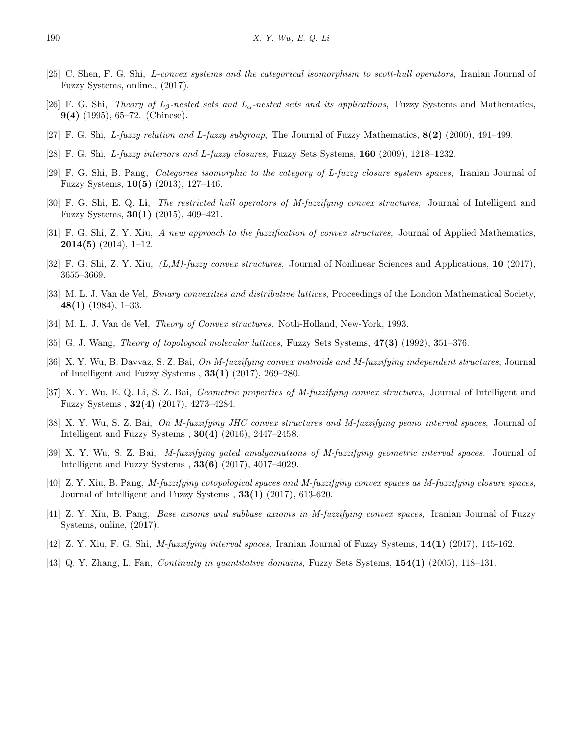[25] C. Shen, F. G. Shi, *L-convex systems and the categorical isomorphism to scott-hull operators*, Iranian Journal of Fuzzy Systems, online., (2017).

[26] F. G. Shi, *Theory of $L_\beta$-nested sets and $L_\alpha$-nested sets and its applications*, Fuzzy Systems and Mathematics, **9(4)** (1995), 65–72. (Chinese).

[27] F. G. Shi, *L-fuzzy relation and L-fuzzy subgroup*, The Journal of Fuzzy Mathematics, **8(2)** (2000), 491–499.

[28] F. G. Shi, *L-fuzzy interiors and L-fuzzy closures*, Fuzzy Sets Systems, **160** (2009), 1218–1232.

[29] F. G. Shi, B. Pang, *Categories isomorphic to the category of L-fuzzy closure system spaces*, Iranian Journal of Fuzzy Systems, **10(5)** (2013), 127–146.

[30] F. G. Shi, E. Q. Li, *The restricted hull operators of M-fuzzifying convex structures*, Journal of Intelligent and Fuzzy Systems, **30(1)** (2015), 409–421.

[31] F. G. Shi, Z. Y. Xiu, *A new approach to the fuzzification of convex structures*, Journal of Applied Mathematics, **2014(5)** (2014), 1–12.

[32] F. G. Shi, Z. Y. Xiu, *(L,M)-fuzzy convex structures*, Journal of Nonlinear Sciences and Applications, **10** (2017), 3655–3669.

[33] M. L. J. Van de Vel, *Binary convexities and distributive lattices*, Proceedings of the London Mathematical Society, **48(1)** (1984), 1–33.

[34] M. L. J. Van de Vel, *Theory of Convex structures.* Noth-Holland, New-York, 1993.

[35] G. J. Wang, *Theory of topological molecular lattices*, Fuzzy Sets Systems, **47(3)** (1992), 351–376.

[36] X. Y. Wu, B. Davvaz, S. Z. Bai, *On M-fuzzifying convex matroids and M-fuzzifying independent structures*, Journal of Intelligent and Fuzzy Systems , **33(1)** (2017), 269–280.

[37] X. Y. Wu, E. Q. Li, S. Z. Bai, *Geometric properties of M-fuzzifying convex structures*, Journal of Intelligent and Fuzzy Systems , **32(4)** (2017), 4273–4284.

[38] X. Y. Wu, S. Z. Bai, *On M-fuzzifying JHC convex structures and M-fuzzifying peano interval spaces*, Journal of Intelligent and Fuzzy Systems , **30(4)** (2016), 2447–2458.

[39] X. Y. Wu, S. Z. Bai, *M-fuzzifying gated amalgamations of M-fuzzifying geometric interval spaces.* Journal of Intelligent and Fuzzy Systems , **33(6)** (2017), 4017–4029.

[40] Z. Y. Xiu, B. Pang, *M-fuzzifying cotopological spaces and M-fuzzifying convex spaces as M-fuzzifying closure spaces*, Journal of Intelligent and Fuzzy Systems , **33(1)** (2017), 613-620.

[41] Z. Y. Xiu, B. Pang, *Base axioms and subbase axioms in M-fuzzifying convex spaces*, Iranian Journal of Fuzzy Systems, online, (2017).

[42] Z. Y. Xiu, F. G. Shi, *M-fuzzifying interval spaces*, Iranian Journal of Fuzzy Systems, **14(1)** (2017), 145-162.

[43] Q. Y. Zhang, L. Fan, *Continuity in quantitative domains*, Fuzzy Sets Systems, **154(1)** (2005), 118–131.